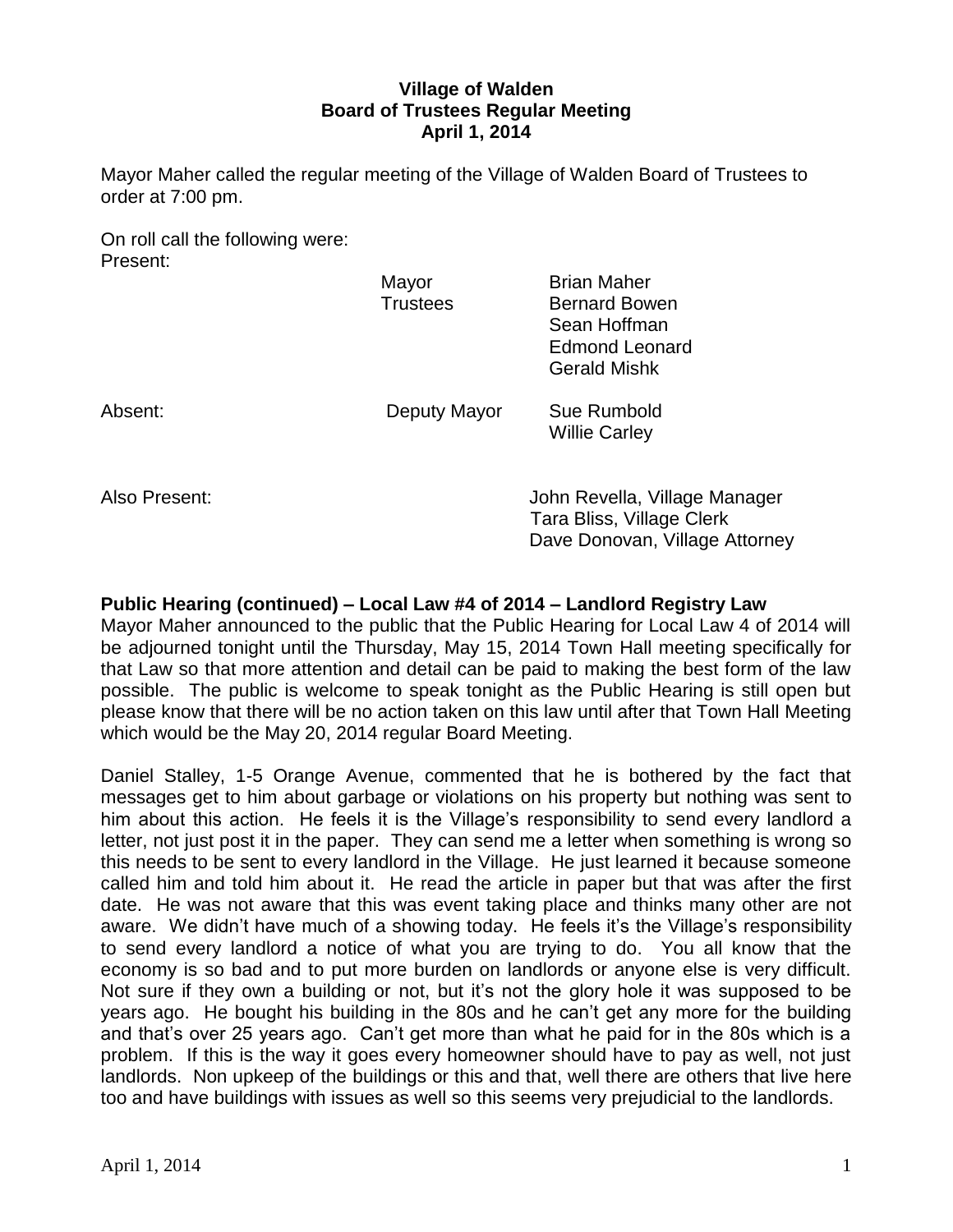# Village of Walden
## Board of Trustees Regular Meeting
### April 1, 2014

Mayor Maher called the regular meeting of the Village of Walden Board of Trustees to order at 7:00 pm.

On roll call the following were:

Present:

| | | |
|---|---|---|
| | Mayor | Brian Maher |
| | Trustees | Bernard Bowen |
| | | Sean Hoffman |
| | | Edmond Leonard |
| | | Gerald Mishk |
| Absent: | Deputy Mayor | Sue Rumbold |
| | | Willie Carley |

Also Present:

John Revella, Village Manager
Tara Bliss, Village Clerk
Dave Donovan, Village Attorney

**Public Hearing (continued) – Local Law #4 of 2014 – Landlord Registry Law**

Mayor Maher announced to the public that the Public Hearing for Local Law 4 of 2014 will be adjourned tonight until the Thursday, May 15, 2014 Town Hall meeting specifically for that Law so that more attention and detail can be paid to making the best form of the law possible. The public is welcome to speak tonight as the Public Hearing is still open but please know that there will be no action taken on this law until after that Town Hall Meeting which would be the May 20, 2014 regular Board Meeting.

Daniel Stalley, 1-5 Orange Avenue, commented that he is bothered by the fact that messages get to him about garbage or violations on his property but nothing was sent to him about this action. He feels it is the Village's responsibility to send every landlord a letter, not just post it in the paper. They can send me a letter when something is wrong so this needs to be sent to every landlord in the Village. He just learned it because someone called him and told him about it. He read the article in paper but that was after the first date. He was not aware that this was event taking place and thinks many other are not aware. We didn't have much of a showing today. He feels it's the Village's responsibility to send every landlord a notice of what you are trying to do. You all know that the economy is so bad and to put more burden on landlords or anyone else is very difficult. Not sure if they own a building or not, but it's not the glory hole it was supposed to be years ago. He bought his building in the 80s and he can't get any more for the building and that's over 25 years ago. Can't get more than what he paid for in the 80s which is a problem. If this is the way it goes every homeowner should have to pay as well, not just landlords. Non upkeep of the buildings or this and that, well there are others that live here too and have buildings with issues as well so this seems very prejudicial to the landlords.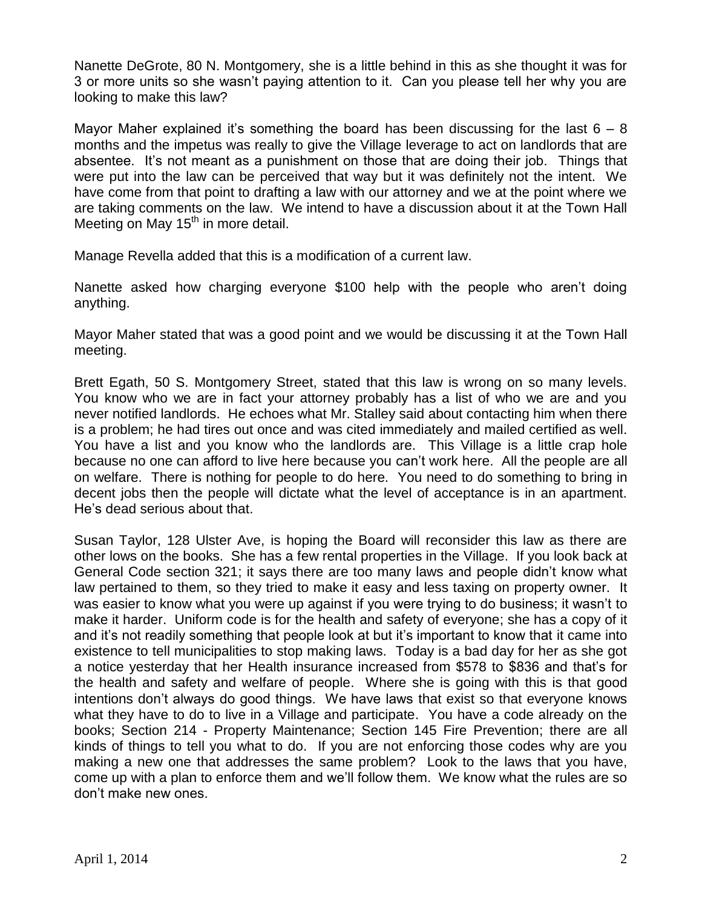Nanette DeGrote, 80 N. Montgomery, she is a little behind in this as she thought it was for 3 or more units so she wasn't paying attention to it. Can you please tell her why you are looking to make this law?

Mayor Maher explained it's something the board has been discussing for the last 6 – 8 months and the impetus was really to give the Village leverage to act on landlords that are absentee. It's not meant as a punishment on those that are doing their job. Things that were put into the law can be perceived that way but it was definitely not the intent. We have come from that point to drafting a law with our attorney and we at the point where we are taking comments on the law. We intend to have a discussion about it at the Town Hall Meeting on May 15th in more detail.

Manage Revella added that this is a modification of a current law.

Nanette asked how charging everyone $100 help with the people who aren't doing anything.

Mayor Maher stated that was a good point and we would be discussing it at the Town Hall meeting.

Brett Egath, 50 S. Montgomery Street, stated that this law is wrong on so many levels. You know who we are in fact your attorney probably has a list of who we are and you never notified landlords. He echoes what Mr. Stalley said about contacting him when there is a problem; he had tires out once and was cited immediately and mailed certified as well. You have a list and you know who the landlords are. This Village is a little crap hole because no one can afford to live here because you can't work here. All the people are all on welfare. There is nothing for people to do here. You need to do something to bring in decent jobs then the people will dictate what the level of acceptance is in an apartment. He's dead serious about that.

Susan Taylor, 128 Ulster Ave, is hoping the Board will reconsider this law as there are other lows on the books. She has a few rental properties in the Village. If you look back at General Code section 321; it says there are too many laws and people didn't know what law pertained to them, so they tried to make it easy and less taxing on property owner. It was easier to know what you were up against if you were trying to do business; it wasn't to make it harder. Uniform code is for the health and safety of everyone; she has a copy of it and it's not readily something that people look at but it's important to know that it came into existence to tell municipalities to stop making laws. Today is a bad day for her as she got a notice yesterday that her Health insurance increased from $578 to $836 and that's for the health and safety and welfare of people. Where she is going with this is that good intentions don't always do good things. We have laws that exist so that everyone knows what they have to do to live in a Village and participate. You have a code already on the books; Section 214 - Property Maintenance; Section 145 Fire Prevention; there are all kinds of things to tell you what to do. If you are not enforcing those codes why are you making a new one that addresses the same problem? Look to the laws that you have, come up with a plan to enforce them and we'll follow them. We know what the rules are so don't make new ones.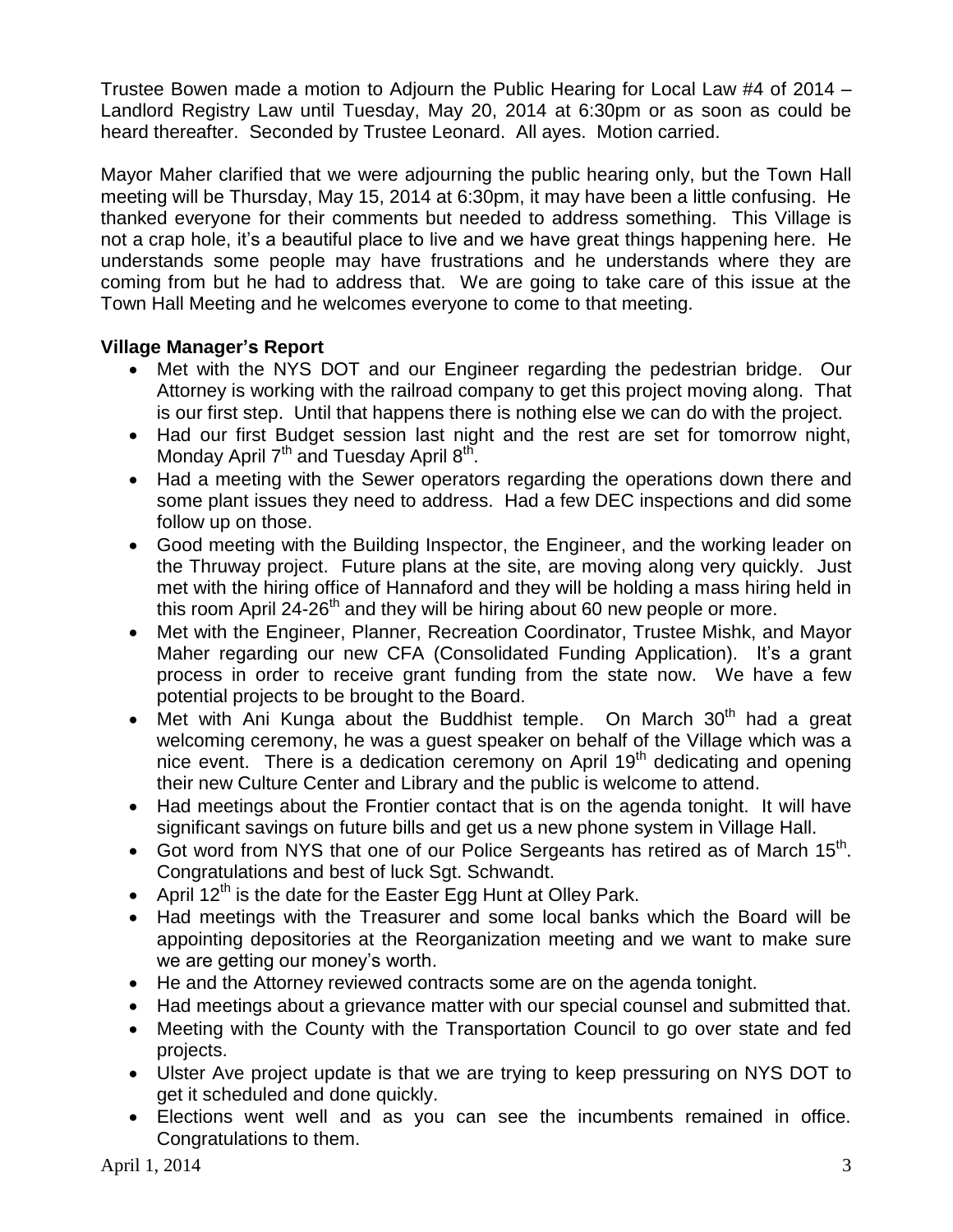Trustee Bowen made a motion to Adjourn the Public Hearing for Local Law #4 of 2014 – Landlord Registry Law until Tuesday, May 20, 2014 at 6:30pm or as soon as could be heard thereafter. Seconded by Trustee Leonard. All ayes. Motion carried.

Mayor Maher clarified that we were adjourning the public hearing only, but the Town Hall meeting will be Thursday, May 15, 2014 at 6:30pm, it may have been a little confusing. He thanked everyone for their comments but needed to address something. This Village is not a crap hole, it's a beautiful place to live and we have great things happening here. He understands some people may have frustrations and he understands where they are coming from but he had to address that. We are going to take care of this issue at the Town Hall Meeting and he welcomes everyone to come to that meeting.

**Village Manager's Report**

- Met with the NYS DOT and our Engineer regarding the pedestrian bridge. Our Attorney is working with the railroad company to get this project moving along. That is our first step. Until that happens there is nothing else we can do with the project.
- Had our first Budget session last night and the rest are set for tomorrow night, Monday April 7th and Tuesday April 8th.
- Had a meeting with the Sewer operators regarding the operations down there and some plant issues they need to address. Had a few DEC inspections and did some follow up on those.
- Good meeting with the Building Inspector, the Engineer, and the working leader on the Thruway project. Future plans at the site, are moving along very quickly. Just met with the hiring office of Hannaford and they will be holding a mass hiring held in this room April 24-26th and they will be hiring about 60 new people or more.
- Met with the Engineer, Planner, Recreation Coordinator, Trustee Mishk, and Mayor Maher regarding our new CFA (Consolidated Funding Application). It's a grant process in order to receive grant funding from the state now. We have a few potential projects to be brought to the Board.
- Met with Ani Kunga about the Buddhist temple. On March 30th had a great welcoming ceremony, he was a guest speaker on behalf of the Village which was a nice event. There is a dedication ceremony on April 19th dedicating and opening their new Culture Center and Library and the public is welcome to attend.
- Had meetings about the Frontier contact that is on the agenda tonight. It will have significant savings on future bills and get us a new phone system in Village Hall.
- Got word from NYS that one of our Police Sergeants has retired as of March 15th. Congratulations and best of luck Sgt. Schwandt.
- April 12th is the date for the Easter Egg Hunt at Olley Park.
- Had meetings with the Treasurer and some local banks which the Board will be appointing depositories at the Reorganization meeting and we want to make sure we are getting our money's worth.
- He and the Attorney reviewed contracts some are on the agenda tonight.
- Had meetings about a grievance matter with our special counsel and submitted that.
- Meeting with the County with the Transportation Council to go over state and fed projects.
- Ulster Ave project update is that we are trying to keep pressuring on NYS DOT to get it scheduled and done quickly.
- Elections went well and as you can see the incumbents remained in office. Congratulations to them.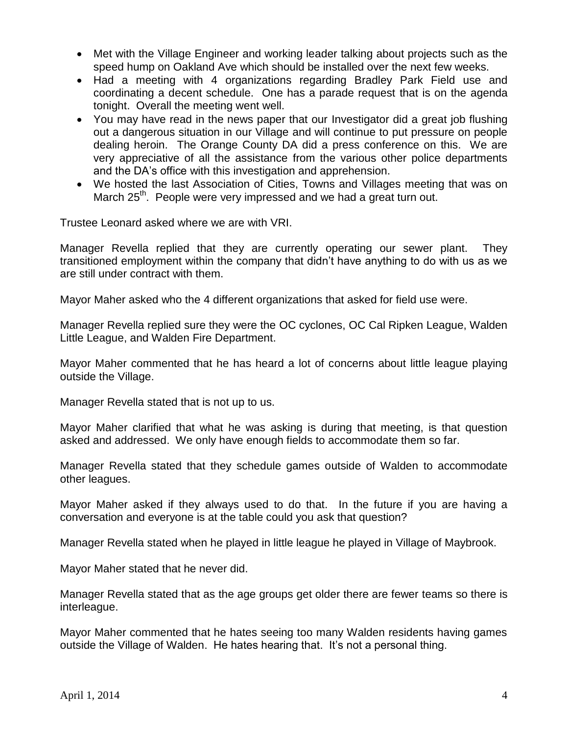- Met with the Village Engineer and working leader talking about projects such as the speed hump on Oakland Ave which should be installed over the next few weeks.
- Had a meeting with 4 organizations regarding Bradley Park Field use and coordinating a decent schedule. One has a parade request that is on the agenda tonight. Overall the meeting went well.
- You may have read in the news paper that our Investigator did a great job flushing out a dangerous situation in our Village and will continue to put pressure on people dealing heroin. The Orange County DA did a press conference on this. We are very appreciative of all the assistance from the various other police departments and the DA's office with this investigation and apprehension.
- We hosted the last Association of Cities, Towns and Villages meeting that was on March 25th. People were very impressed and we had a great turn out.

Trustee Leonard asked where we are with VRI.

Manager Revella replied that they are currently operating our sewer plant. They transitioned employment within the company that didn't have anything to do with us as we are still under contract with them.

Mayor Maher asked who the 4 different organizations that asked for field use were.

Manager Revella replied sure they were the OC cyclones, OC Cal Ripken League, Walden Little League, and Walden Fire Department.

Mayor Maher commented that he has heard a lot of concerns about little league playing outside the Village.

Manager Revella stated that is not up to us.

Mayor Maher clarified that what he was asking is during that meeting, is that question asked and addressed. We only have enough fields to accommodate them so far.

Manager Revella stated that they schedule games outside of Walden to accommodate other leagues.

Mayor Maher asked if they always used to do that. In the future if you are having a conversation and everyone is at the table could you ask that question?

Manager Revella stated when he played in little league he played in Village of Maybrook.

Mayor Maher stated that he never did.

Manager Revella stated that as the age groups get older there are fewer teams so there is interleague.

Mayor Maher commented that he hates seeing too many Walden residents having games outside the Village of Walden. He hates hearing that. It's not a personal thing.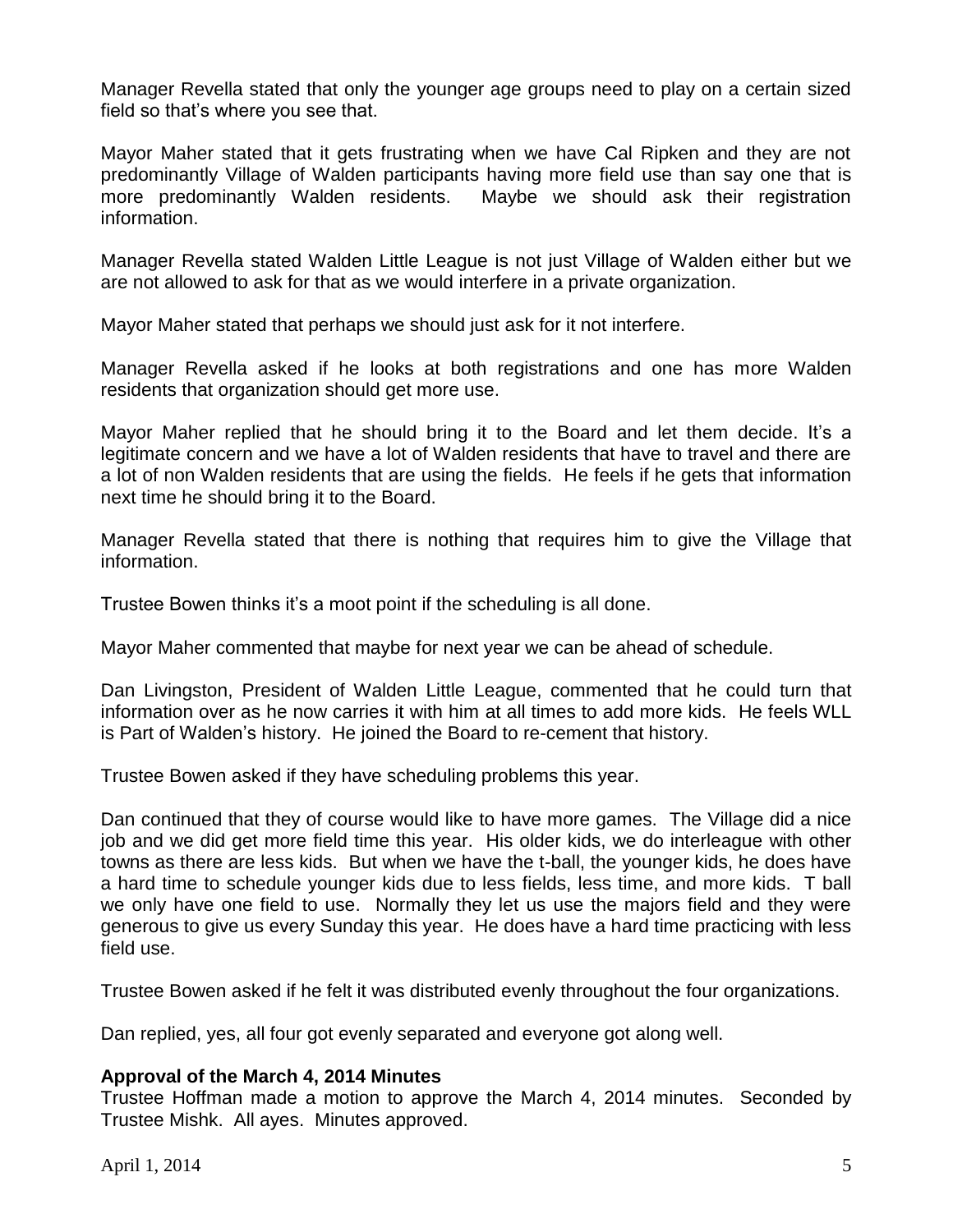Manager Revella stated that only the younger age groups need to play on a certain sized field so that's where you see that.

Mayor Maher stated that it gets frustrating when we have Cal Ripken and they are not predominantly Village of Walden participants having more field use than say one that is more predominantly Walden residents. Maybe we should ask their registration information.

Manager Revella stated Walden Little League is not just Village of Walden either but we are not allowed to ask for that as we would interfere in a private organization.

Mayor Maher stated that perhaps we should just ask for it not interfere.

Manager Revella asked if he looks at both registrations and one has more Walden residents that organization should get more use.

Mayor Maher replied that he should bring it to the Board and let them decide. It's a legitimate concern and we have a lot of Walden residents that have to travel and there are a lot of non Walden residents that are using the fields. He feels if he gets that information next time he should bring it to the Board.

Manager Revella stated that there is nothing that requires him to give the Village that information.

Trustee Bowen thinks it's a moot point if the scheduling is all done.

Mayor Maher commented that maybe for next year we can be ahead of schedule.

Dan Livingston, President of Walden Little League, commented that he could turn that information over as he now carries it with him at all times to add more kids. He feels WLL is Part of Walden's history. He joined the Board to re-cement that history.

Trustee Bowen asked if they have scheduling problems this year.

Dan continued that they of course would like to have more games. The Village did a nice job and we did get more field time this year. His older kids, we do interleague with other towns as there are less kids. But when we have the t-ball, the younger kids, he does have a hard time to schedule younger kids due to less fields, less time, and more kids. T ball we only have one field to use. Normally they let us use the majors field and they were generous to give us every Sunday this year. He does have a hard time practicing with less field use.

Trustee Bowen asked if he felt it was distributed evenly throughout the four organizations.

Dan replied, yes, all four got evenly separated and everyone got along well.

**Approval of the March 4, 2014 Minutes**

Trustee Hoffman made a motion to approve the March 4, 2014 minutes. Seconded by Trustee Mishk. All ayes. Minutes approved.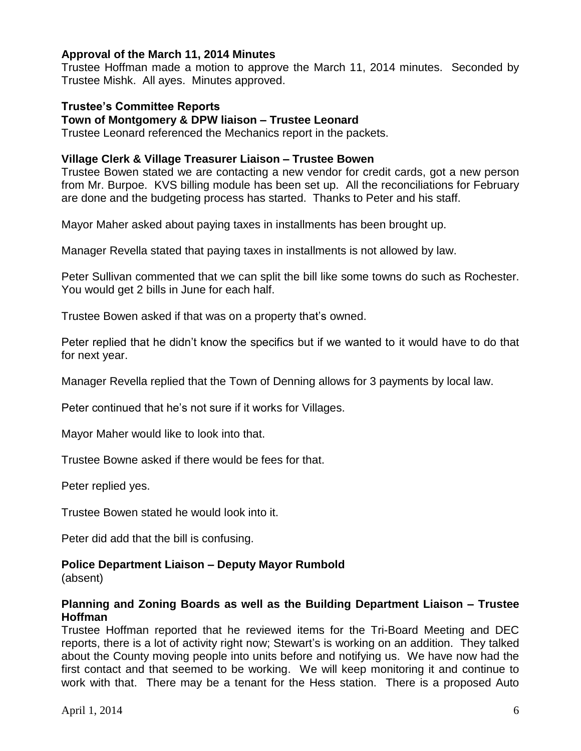**Approval of the March 11, 2014 Minutes**
Trustee Hoffman made a motion to approve the March 11, 2014 minutes. Seconded by Trustee Mishk. All ayes. Minutes approved.

**Trustee's Committee Reports**
**Town of Montgomery & DPW liaison – Trustee Leonard**
Trustee Leonard referenced the Mechanics report in the packets.

**Village Clerk & Village Treasurer Liaison – Trustee Bowen**
Trustee Bowen stated we are contacting a new vendor for credit cards, got a new person from Mr. Burpoe. KVS billing module has been set up. All the reconciliations for February are done and the budgeting process has started. Thanks to Peter and his staff.

Mayor Maher asked about paying taxes in installments has been brought up.

Manager Revella stated that paying taxes in installments is not allowed by law.

Peter Sullivan commented that we can split the bill like some towns do such as Rochester. You would get 2 bills in June for each half.

Trustee Bowen asked if that was on a property that's owned.

Peter replied that he didn't know the specifics but if we wanted to it would have to do that for next year.

Manager Revella replied that the Town of Denning allows for 3 payments by local law.

Peter continued that he's not sure if it works for Villages.

Mayor Maher would like to look into that.

Trustee Bowne asked if there would be fees for that.

Peter replied yes.

Trustee Bowen stated he would look into it.

Peter did add that the bill is confusing.

**Police Department Liaison – Deputy Mayor Rumbold**
(absent)

**Planning and Zoning Boards as well as the Building Department Liaison – Trustee Hoffman**
Trustee Hoffman reported that he reviewed items for the Tri-Board Meeting and DEC reports, there is a lot of activity right now; Stewart's is working on an addition. They talked about the County moving people into units before and notifying us. We have now had the first contact and that seemed to be working. We will keep monitoring it and continue to work with that. There may be a tenant for the Hess station. There is a proposed Auto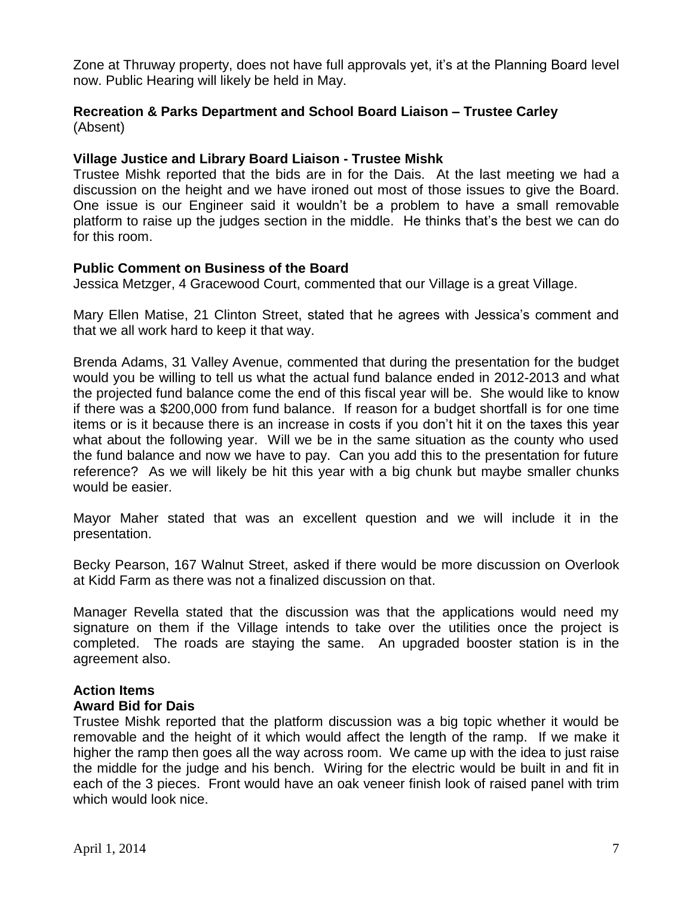Zone at Thruway property, does not have full approvals yet, it's at the Planning Board level now. Public Hearing will likely be held in May.

**Recreation & Parks Department and School Board Liaison – Trustee Carley**
(Absent)

**Village Justice and Library Board Liaison - Trustee Mishk**
Trustee Mishk reported that the bids are in for the Dais. At the last meeting we had a discussion on the height and we have ironed out most of those issues to give the Board. One issue is our Engineer said it wouldn't be a problem to have a small removable platform to raise up the judges section in the middle. He thinks that's the best we can do for this room.

**Public Comment on Business of the Board**
Jessica Metzger, 4 Gracewood Court, commented that our Village is a great Village.

Mary Ellen Matise, 21 Clinton Street, stated that he agrees with Jessica's comment and that we all work hard to keep it that way.

Brenda Adams, 31 Valley Avenue, commented that during the presentation for the budget would you be willing to tell us what the actual fund balance ended in 2012-2013 and what the projected fund balance come the end of this fiscal year will be. She would like to know if there was a $200,000 from fund balance. If reason for a budget shortfall is for one time items or is it because there is an increase in costs if you don't hit it on the taxes this year what about the following year. Will we be in the same situation as the county who used the fund balance and now we have to pay. Can you add this to the presentation for future reference? As we will likely be hit this year with a big chunk but maybe smaller chunks would be easier.

Mayor Maher stated that was an excellent question and we will include it in the presentation.

Becky Pearson, 167 Walnut Street, asked if there would be more discussion on Overlook at Kidd Farm as there was not a finalized discussion on that.

Manager Revella stated that the discussion was that the applications would need my signature on them if the Village intends to take over the utilities once the project is completed. The roads are staying the same. An upgraded booster station is in the agreement also.

**Action Items**
**Award Bid for Dais**
Trustee Mishk reported that the platform discussion was a big topic whether it would be removable and the height of it which would affect the length of the ramp. If we make it higher the ramp then goes all the way across room. We came up with the idea to just raise the middle for the judge and his bench. Wiring for the electric would be built in and fit in each of the 3 pieces. Front would have an oak veneer finish look of raised panel with trim which would look nice.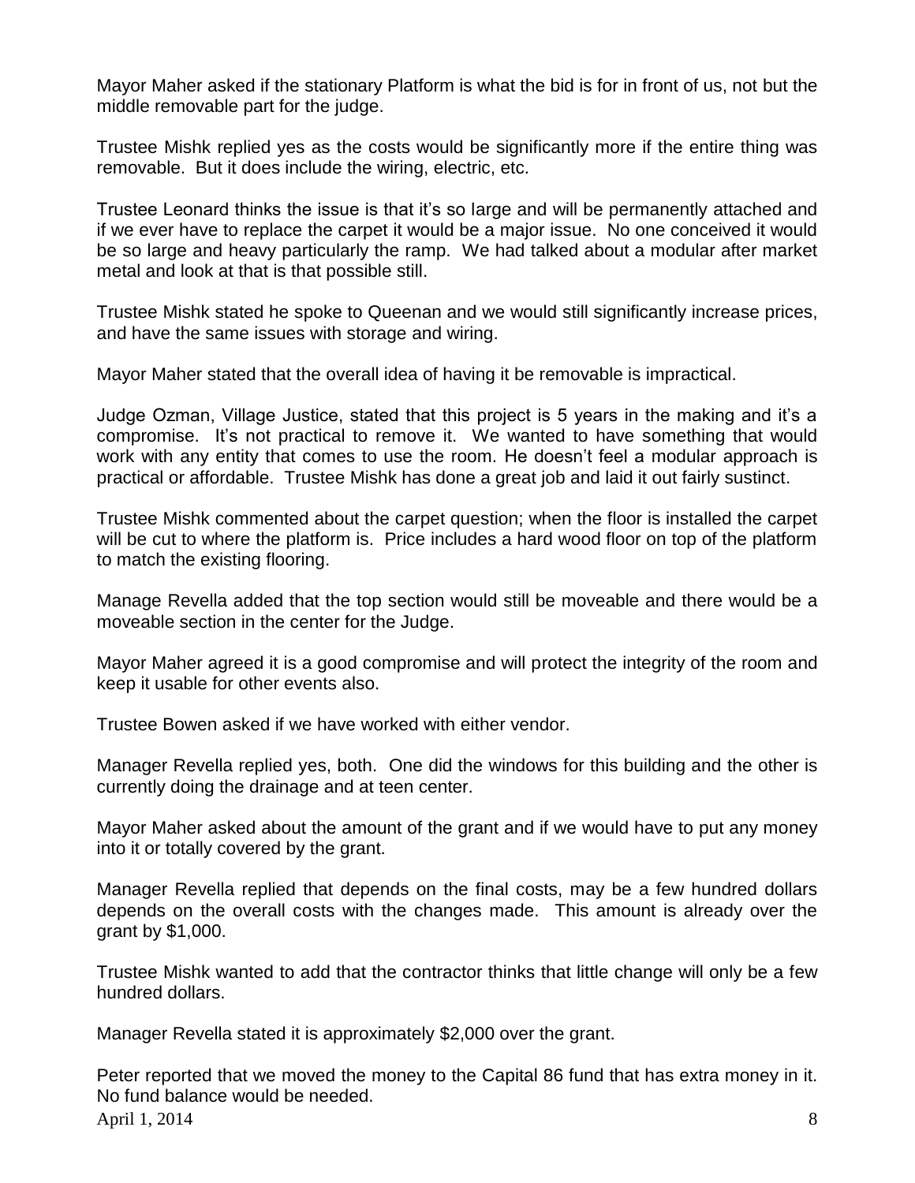Mayor Maher asked if the stationary Platform is what the bid is for in front of us, not but the middle removable part for the judge.

Trustee Mishk replied yes as the costs would be significantly more if the entire thing was removable. But it does include the wiring, electric, etc.

Trustee Leonard thinks the issue is that it's so large and will be permanently attached and if we ever have to replace the carpet it would be a major issue. No one conceived it would be so large and heavy particularly the ramp. We had talked about a modular after market metal and look at that is that possible still.

Trustee Mishk stated he spoke to Queenan and we would still significantly increase prices, and have the same issues with storage and wiring.

Mayor Maher stated that the overall idea of having it be removable is impractical.

Judge Ozman, Village Justice, stated that this project is 5 years in the making and it's a compromise. It's not practical to remove it. We wanted to have something that would work with any entity that comes to use the room. He doesn't feel a modular approach is practical or affordable. Trustee Mishk has done a great job and laid it out fairly sustinct.

Trustee Mishk commented about the carpet question; when the floor is installed the carpet will be cut to where the platform is. Price includes a hard wood floor on top of the platform to match the existing flooring.

Manage Revella added that the top section would still be moveable and there would be a moveable section in the center for the Judge.

Mayor Maher agreed it is a good compromise and will protect the integrity of the room and keep it usable for other events also.

Trustee Bowen asked if we have worked with either vendor.

Manager Revella replied yes, both. One did the windows for this building and the other is currently doing the drainage and at teen center.

Mayor Maher asked about the amount of the grant and if we would have to put any money into it or totally covered by the grant.

Manager Revella replied that depends on the final costs, may be a few hundred dollars depends on the overall costs with the changes made. This amount is already over the grant by $1,000.

Trustee Mishk wanted to add that the contractor thinks that little change will only be a few hundred dollars.

Manager Revella stated it is approximately $2,000 over the grant.

Peter reported that we moved the money to the Capital 86 fund that has extra money in it. No fund balance would be needed.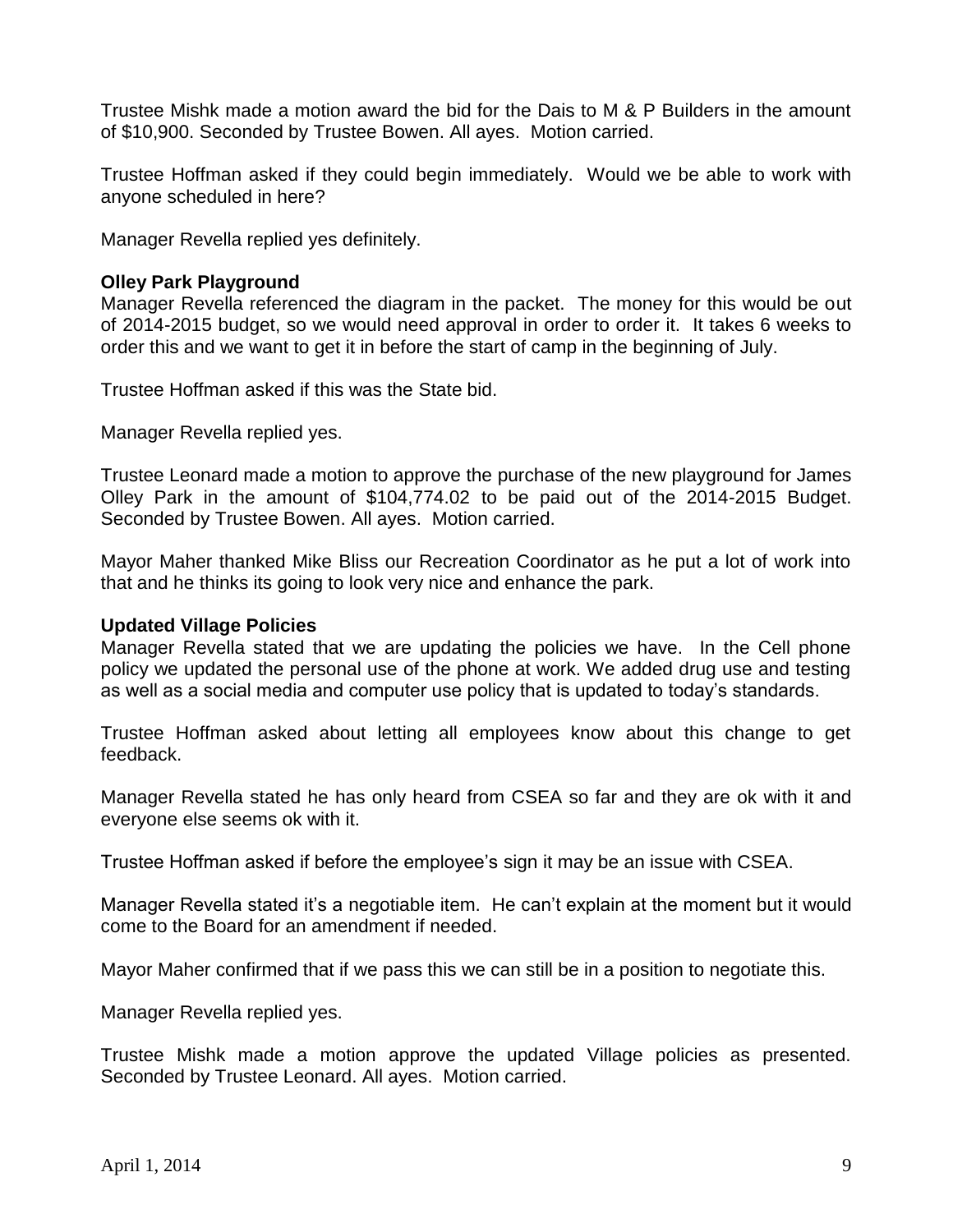Trustee Mishk made a motion award the bid for the Dais to M & P Builders in the amount of $10,900. Seconded by Trustee Bowen. All ayes. Motion carried.

Trustee Hoffman asked if they could begin immediately. Would we be able to work with anyone scheduled in here?

Manager Revella replied yes definitely.

**Olley Park Playground**

Manager Revella referenced the diagram in the packet. The money for this would be out of 2014-2015 budget, so we would need approval in order to order it. It takes 6 weeks to order this and we want to get it in before the start of camp in the beginning of July.

Trustee Hoffman asked if this was the State bid.

Manager Revella replied yes.

Trustee Leonard made a motion to approve the purchase of the new playground for James Olley Park in the amount of $104,774.02 to be paid out of the 2014-2015 Budget. Seconded by Trustee Bowen. All ayes. Motion carried.

Mayor Maher thanked Mike Bliss our Recreation Coordinator as he put a lot of work into that and he thinks its going to look very nice and enhance the park.

**Updated Village Policies**

Manager Revella stated that we are updating the policies we have. In the Cell phone policy we updated the personal use of the phone at work. We added drug use and testing as well as a social media and computer use policy that is updated to today's standards.

Trustee Hoffman asked about letting all employees know about this change to get feedback.

Manager Revella stated he has only heard from CSEA so far and they are ok with it and everyone else seems ok with it.

Trustee Hoffman asked if before the employee's sign it may be an issue with CSEA.

Manager Revella stated it's a negotiable item. He can't explain at the moment but it would come to the Board for an amendment if needed.

Mayor Maher confirmed that if we pass this we can still be in a position to negotiate this.

Manager Revella replied yes.

Trustee Mishk made a motion approve the updated Village policies as presented. Seconded by Trustee Leonard. All ayes. Motion carried.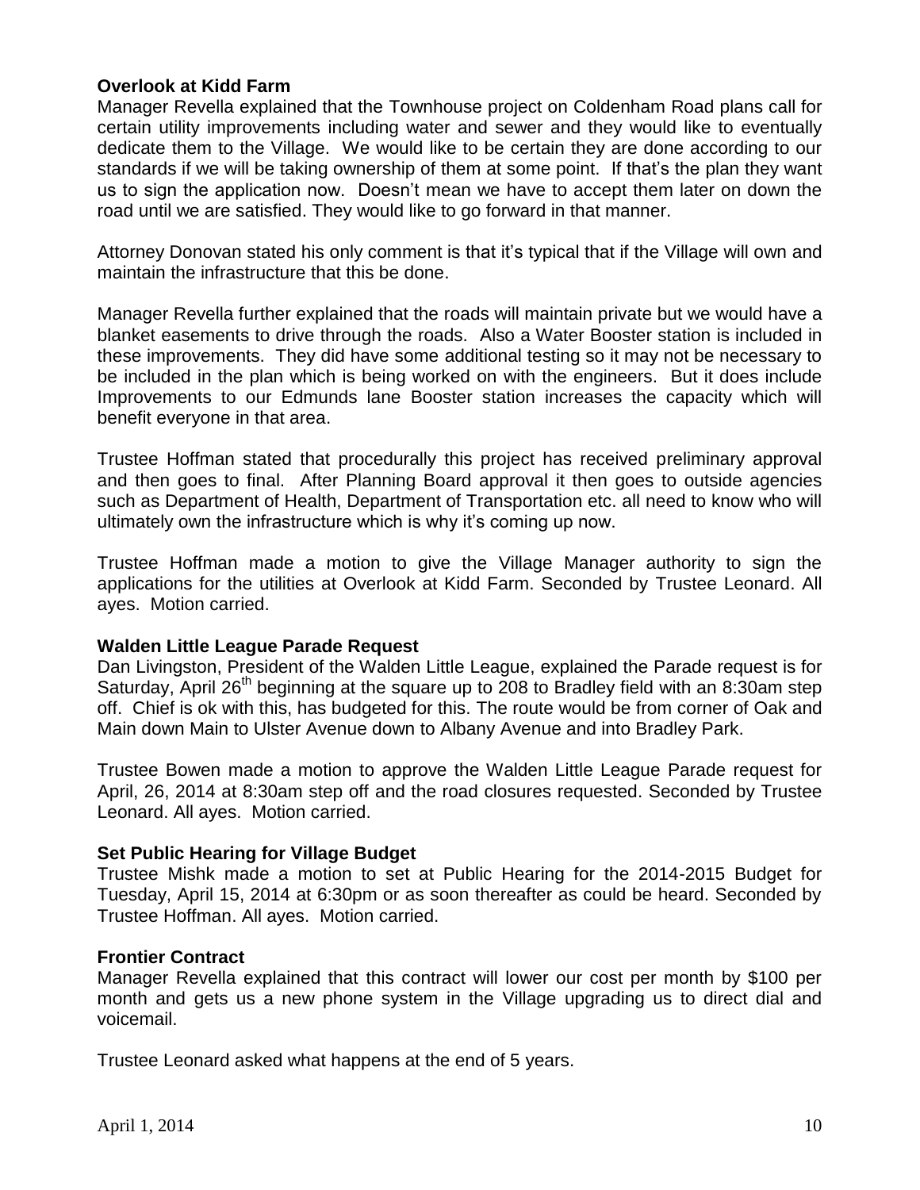**Overlook at Kidd Farm**

Manager Revella explained that the Townhouse project on Coldenham Road plans call for certain utility improvements including water and sewer and they would like to eventually dedicate them to the Village. We would like to be certain they are done according to our standards if we will be taking ownership of them at some point. If that's the plan they want us to sign the application now. Doesn't mean we have to accept them later on down the road until we are satisfied. They would like to go forward in that manner.

Attorney Donovan stated his only comment is that it's typical that if the Village will own and maintain the infrastructure that this be done.

Manager Revella further explained that the roads will maintain private but we would have a blanket easements to drive through the roads. Also a Water Booster station is included in these improvements. They did have some additional testing so it may not be necessary to be included in the plan which is being worked on with the engineers. But it does include Improvements to our Edmunds lane Booster station increases the capacity which will benefit everyone in that area.

Trustee Hoffman stated that procedurally this project has received preliminary approval and then goes to final. After Planning Board approval it then goes to outside agencies such as Department of Health, Department of Transportation etc. all need to know who will ultimately own the infrastructure which is why it's coming up now.

Trustee Hoffman made a motion to give the Village Manager authority to sign the applications for the utilities at Overlook at Kidd Farm. Seconded by Trustee Leonard. All ayes. Motion carried.

**Walden Little League Parade Request**

Dan Livingston, President of the Walden Little League, explained the Parade request is for Saturday, April 26th beginning at the square up to 208 to Bradley field with an 8:30am step off. Chief is ok with this, has budgeted for this. The route would be from corner of Oak and Main down Main to Ulster Avenue down to Albany Avenue and into Bradley Park.

Trustee Bowen made a motion to approve the Walden Little League Parade request for April, 26, 2014 at 8:30am step off and the road closures requested. Seconded by Trustee Leonard. All ayes. Motion carried.

**Set Public Hearing for Village Budget**

Trustee Mishk made a motion to set at Public Hearing for the 2014-2015 Budget for Tuesday, April 15, 2014 at 6:30pm or as soon thereafter as could be heard. Seconded by Trustee Hoffman. All ayes. Motion carried.

**Frontier Contract**

Manager Revella explained that this contract will lower our cost per month by $100 per month and gets us a new phone system in the Village upgrading us to direct dial and voicemail.

Trustee Leonard asked what happens at the end of 5 years.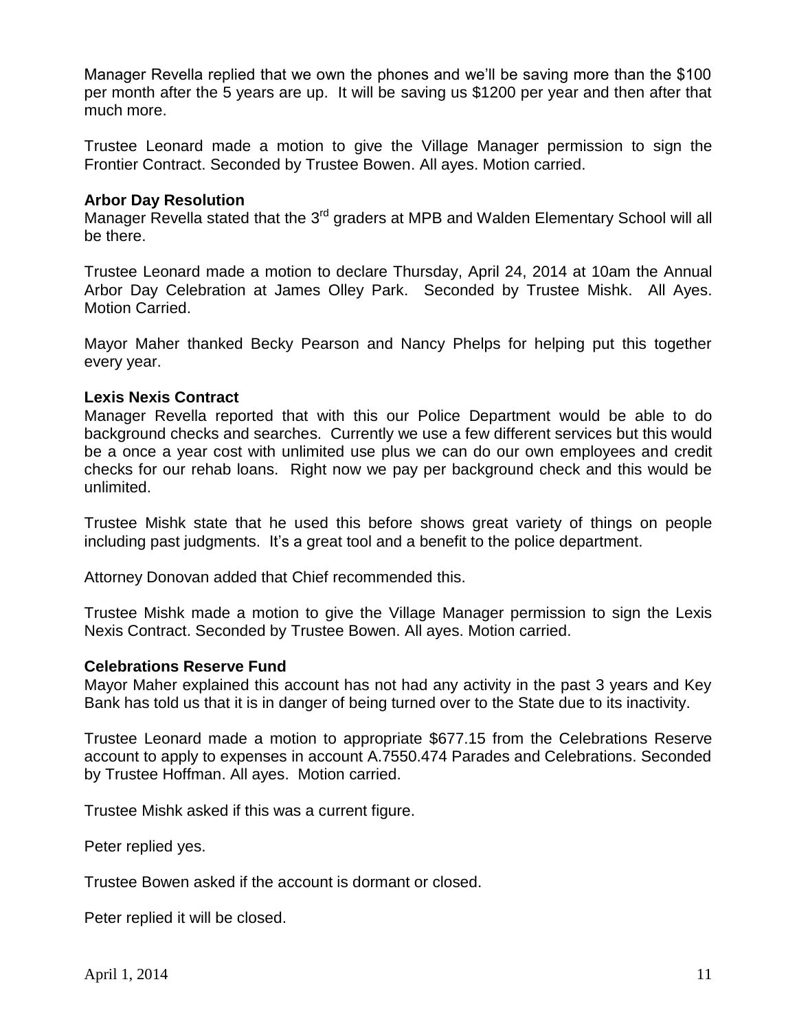Manager Revella replied that we own the phones and we'll be saving more than the $100 per month after the 5 years are up. It will be saving us $1200 per year and then after that much more.

Trustee Leonard made a motion to give the Village Manager permission to sign the Frontier Contract. Seconded by Trustee Bowen. All ayes. Motion carried.

**Arbor Day Resolution**
Manager Revella stated that the 3rd graders at MPB and Walden Elementary School will all be there.

Trustee Leonard made a motion to declare Thursday, April 24, 2014 at 10am the Annual Arbor Day Celebration at James Olley Park. Seconded by Trustee Mishk. All Ayes. Motion Carried.

Mayor Maher thanked Becky Pearson and Nancy Phelps for helping put this together every year.

**Lexis Nexis Contract**
Manager Revella reported that with this our Police Department would be able to do background checks and searches. Currently we use a few different services but this would be a once a year cost with unlimited use plus we can do our own employees and credit checks for our rehab loans. Right now we pay per background check and this would be unlimited.

Trustee Mishk state that he used this before shows great variety of things on people including past judgments. It's a great tool and a benefit to the police department.

Attorney Donovan added that Chief recommended this.

Trustee Mishk made a motion to give the Village Manager permission to sign the Lexis Nexis Contract. Seconded by Trustee Bowen. All ayes. Motion carried.

**Celebrations Reserve Fund**
Mayor Maher explained this account has not had any activity in the past 3 years and Key Bank has told us that it is in danger of being turned over to the State due to its inactivity.

Trustee Leonard made a motion to appropriate $677.15 from the Celebrations Reserve account to apply to expenses in account A.7550.474 Parades and Celebrations. Seconded by Trustee Hoffman. All ayes. Motion carried.

Trustee Mishk asked if this was a current figure.

Peter replied yes.

Trustee Bowen asked if the account is dormant or closed.

Peter replied it will be closed.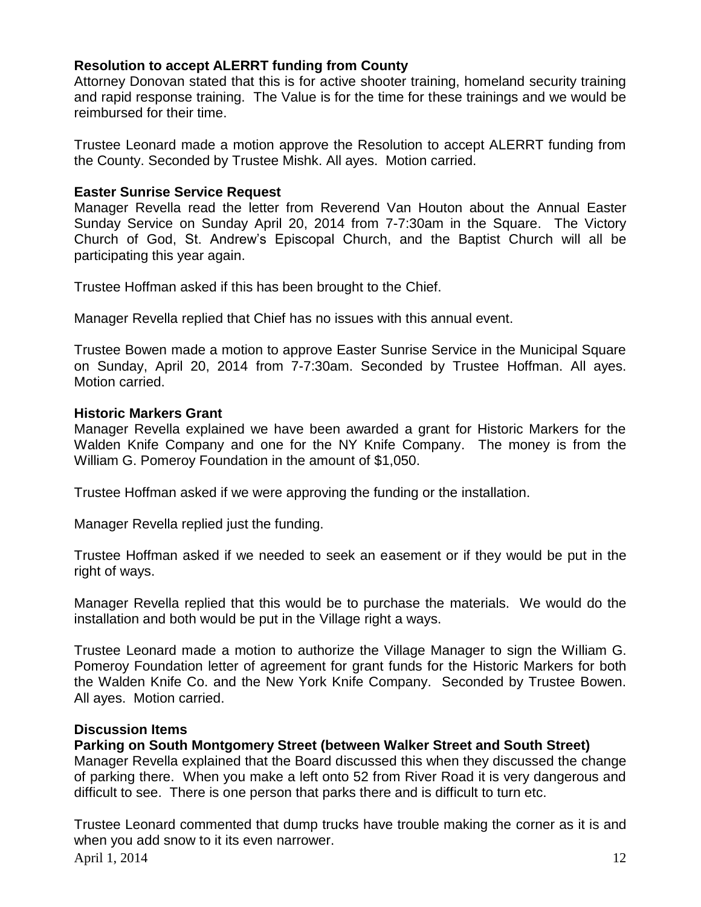**Resolution to accept ALERRT funding from County**

Attorney Donovan stated that this is for active shooter training, homeland security training and rapid response training. The Value is for the time for these trainings and we would be reimbursed for their time.

Trustee Leonard made a motion approve the Resolution to accept ALERRT funding from the County. Seconded by Trustee Mishk. All ayes. Motion carried.

**Easter Sunrise Service Request**

Manager Revella read the letter from Reverend Van Houton about the Annual Easter Sunday Service on Sunday April 20, 2014 from 7-7:30am in the Square. The Victory Church of God, St. Andrew's Episcopal Church, and the Baptist Church will all be participating this year again.

Trustee Hoffman asked if this has been brought to the Chief.

Manager Revella replied that Chief has no issues with this annual event.

Trustee Bowen made a motion to approve Easter Sunrise Service in the Municipal Square on Sunday, April 20, 2014 from 7-7:30am. Seconded by Trustee Hoffman. All ayes. Motion carried.

**Historic Markers Grant**

Manager Revella explained we have been awarded a grant for Historic Markers for the Walden Knife Company and one for the NY Knife Company. The money is from the William G. Pomeroy Foundation in the amount of $1,050.

Trustee Hoffman asked if we were approving the funding or the installation.

Manager Revella replied just the funding.

Trustee Hoffman asked if we needed to seek an easement or if they would be put in the right of ways.

Manager Revella replied that this would be to purchase the materials. We would do the installation and both would be put in the Village right a ways.

Trustee Leonard made a motion to authorize the Village Manager to sign the William G. Pomeroy Foundation letter of agreement for grant funds for the Historic Markers for both the Walden Knife Co. and the New York Knife Company. Seconded by Trustee Bowen. All ayes. Motion carried.

**Discussion Items**

**Parking on South Montgomery Street (between Walker Street and South Street)**

Manager Revella explained that the Board discussed this when they discussed the change of parking there. When you make a left onto 52 from River Road it is very dangerous and difficult to see. There is one person that parks there and is difficult to turn etc.

Trustee Leonard commented that dump trucks have trouble making the corner as it is and when you add snow to it its even narrower.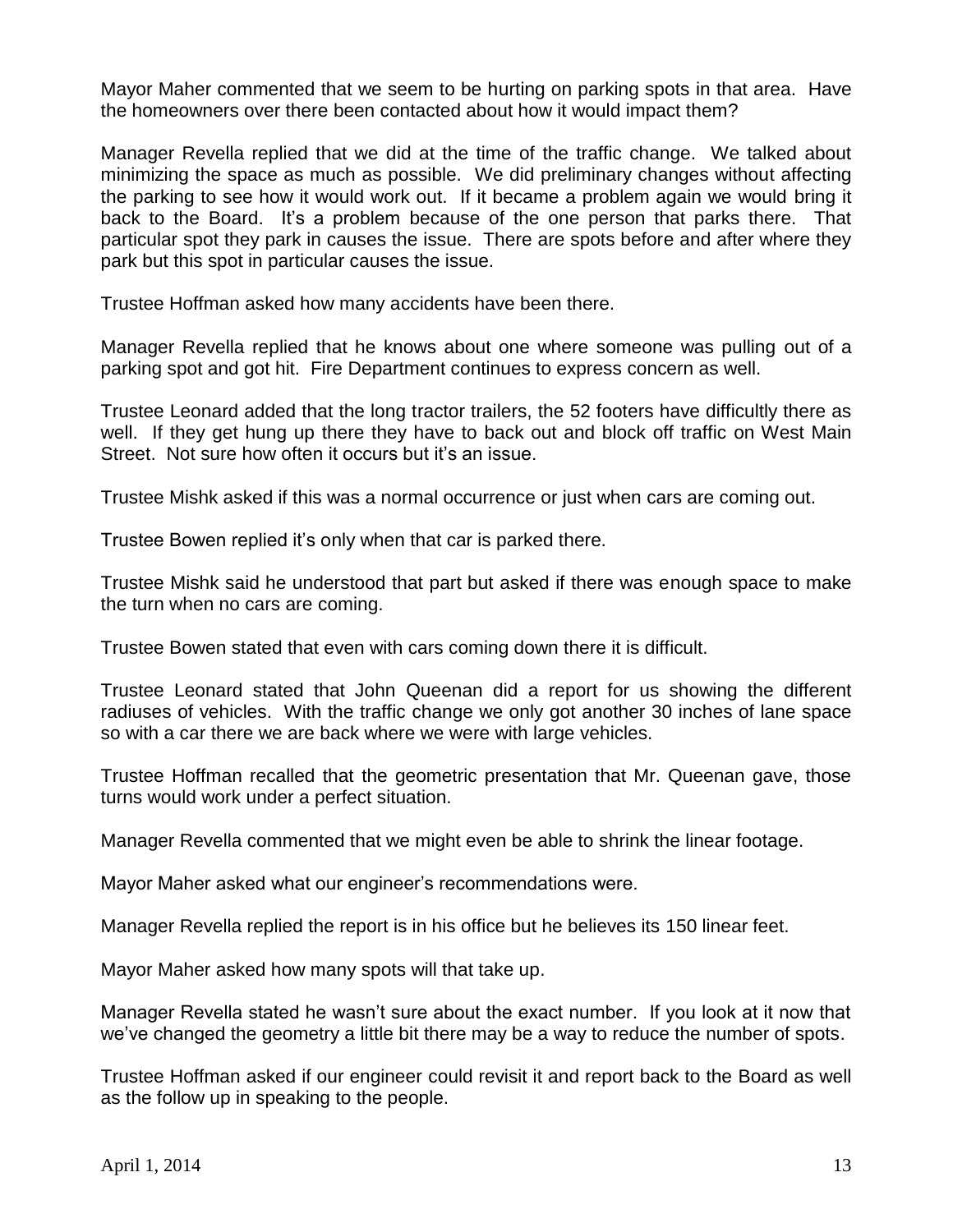Mayor Maher commented that we seem to be hurting on parking spots in that area. Have the homeowners over there been contacted about how it would impact them?

Manager Revella replied that we did at the time of the traffic change. We talked about minimizing the space as much as possible. We did preliminary changes without affecting the parking to see how it would work out. If it became a problem again we would bring it back to the Board. It's a problem because of the one person that parks there. That particular spot they park in causes the issue. There are spots before and after where they park but this spot in particular causes the issue.

Trustee Hoffman asked how many accidents have been there.

Manager Revella replied that he knows about one where someone was pulling out of a parking spot and got hit. Fire Department continues to express concern as well.

Trustee Leonard added that the long tractor trailers, the 52 footers have difficultly there as well. If they get hung up there they have to back out and block off traffic on West Main Street. Not sure how often it occurs but it's an issue.

Trustee Mishk asked if this was a normal occurrence or just when cars are coming out.

Trustee Bowen replied it's only when that car is parked there.

Trustee Mishk said he understood that part but asked if there was enough space to make the turn when no cars are coming.

Trustee Bowen stated that even with cars coming down there it is difficult.

Trustee Leonard stated that John Queenan did a report for us showing the different radiuses of vehicles. With the traffic change we only got another 30 inches of lane space so with a car there we are back where we were with large vehicles.

Trustee Hoffman recalled that the geometric presentation that Mr. Queenan gave, those turns would work under a perfect situation.

Manager Revella commented that we might even be able to shrink the linear footage.

Mayor Maher asked what our engineer's recommendations were.

Manager Revella replied the report is in his office but he believes its 150 linear feet.

Mayor Maher asked how many spots will that take up.

Manager Revella stated he wasn't sure about the exact number. If you look at it now that we've changed the geometry a little bit there may be a way to reduce the number of spots.

Trustee Hoffman asked if our engineer could revisit it and report back to the Board as well as the follow up in speaking to the people.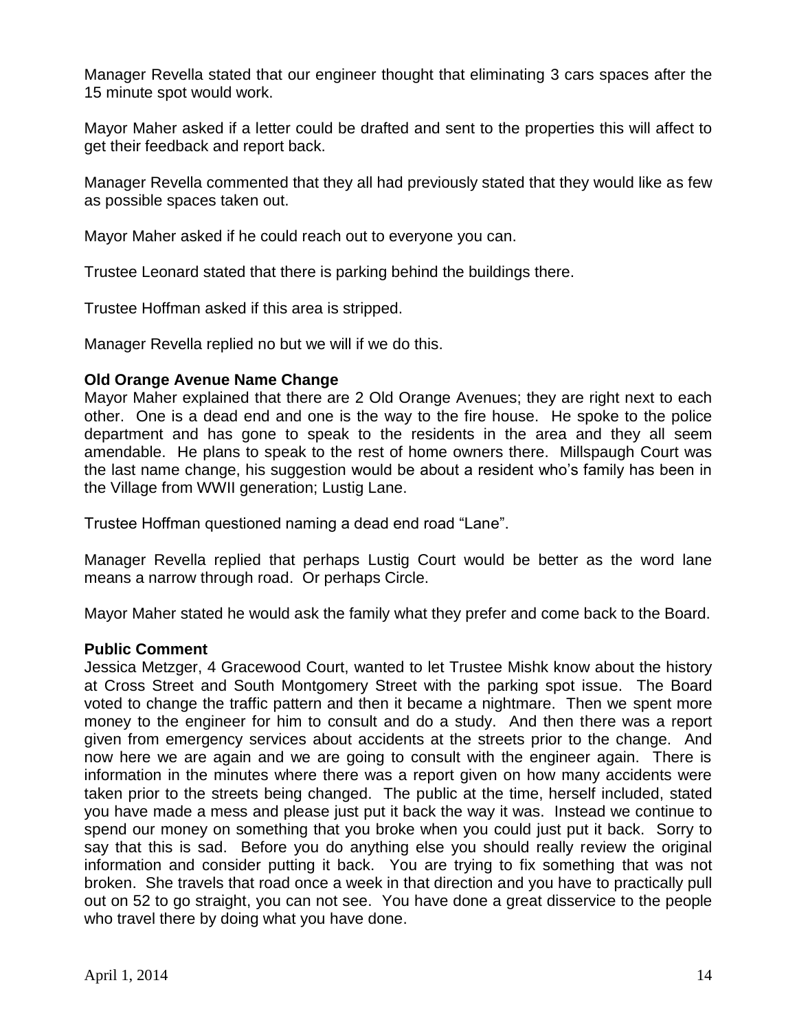Manager Revella stated that our engineer thought that eliminating 3 cars spaces after the 15 minute spot would work.

Mayor Maher asked if a letter could be drafted and sent to the properties this will affect to get their feedback and report back.

Manager Revella commented that they all had previously stated that they would like as few as possible spaces taken out.

Mayor Maher asked if he could reach out to everyone you can.

Trustee Leonard stated that there is parking behind the buildings there.

Trustee Hoffman asked if this area is stripped.

Manager Revella replied no but we will if we do this.

**Old Orange Avenue Name Change**

Mayor Maher explained that there are 2 Old Orange Avenues; they are right next to each other. One is a dead end and one is the way to the fire house. He spoke to the police department and has gone to speak to the residents in the area and they all seem amendable. He plans to speak to the rest of home owners there. Millspaugh Court was the last name change, his suggestion would be about a resident who's family has been in the Village from WWII generation; Lustig Lane.

Trustee Hoffman questioned naming a dead end road "Lane".

Manager Revella replied that perhaps Lustig Court would be better as the word lane means a narrow through road. Or perhaps Circle.

Mayor Maher stated he would ask the family what they prefer and come back to the Board.

**Public Comment**

Jessica Metzger, 4 Gracewood Court, wanted to let Trustee Mishk know about the history at Cross Street and South Montgomery Street with the parking spot issue. The Board voted to change the traffic pattern and then it became a nightmare. Then we spent more money to the engineer for him to consult and do a study. And then there was a report given from emergency services about accidents at the streets prior to the change. And now here we are again and we are going to consult with the engineer again. There is information in the minutes where there was a report given on how many accidents were taken prior to the streets being changed. The public at the time, herself included, stated you have made a mess and please just put it back the way it was. Instead we continue to spend our money on something that you broke when you could just put it back. Sorry to say that this is sad. Before you do anything else you should really review the original information and consider putting it back. You are trying to fix something that was not broken. She travels that road once a week in that direction and you have to practically pull out on 52 to go straight, you can not see. You have done a great disservice to the people who travel there by doing what you have done.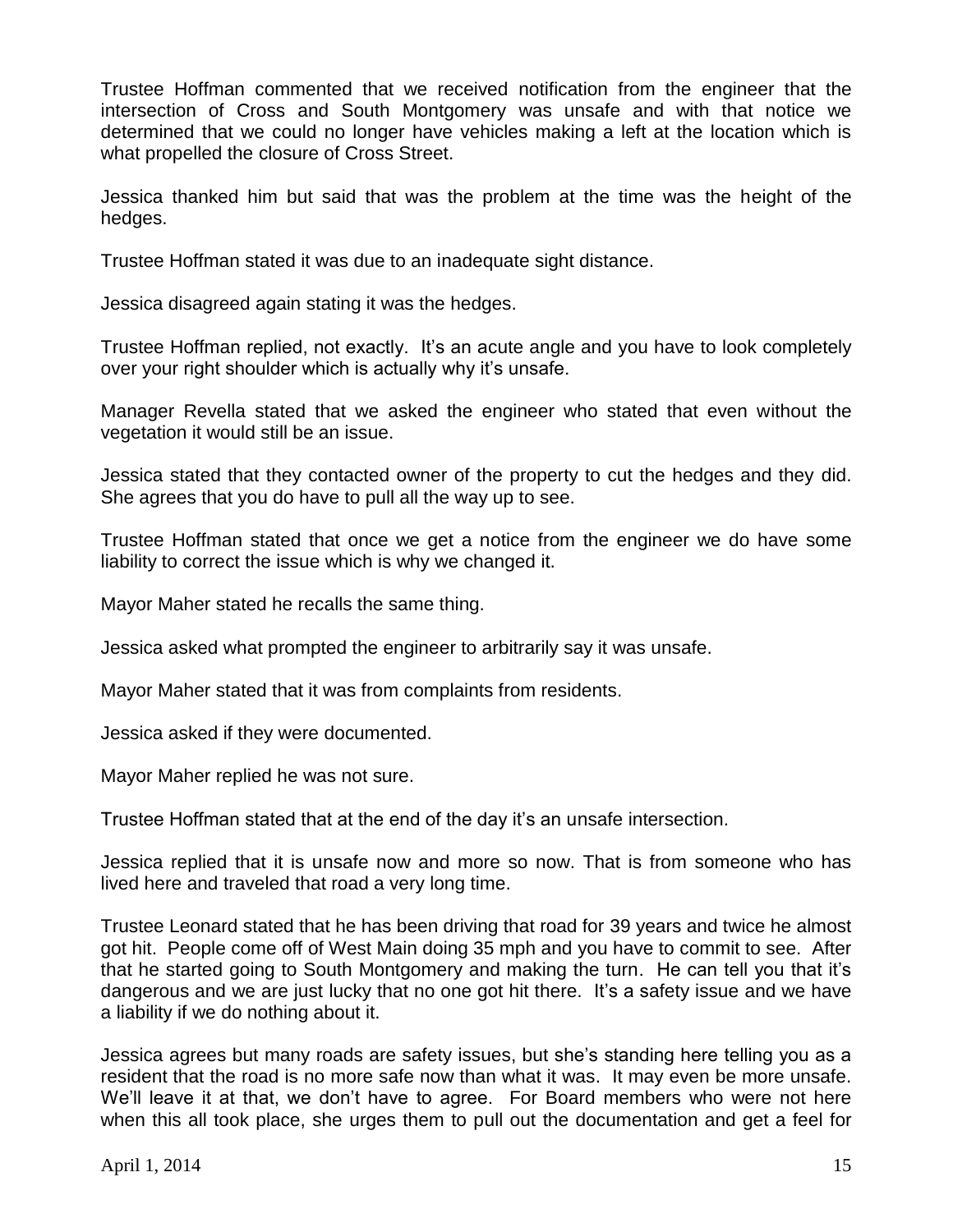Trustee Hoffman commented that we received notification from the engineer that the intersection of Cross and South Montgomery was unsafe and with that notice we determined that we could no longer have vehicles making a left at the location which is what propelled the closure of Cross Street.

Jessica thanked him but said that was the problem at the time was the height of the hedges.

Trustee Hoffman stated it was due to an inadequate sight distance.

Jessica disagreed again stating it was the hedges.

Trustee Hoffman replied, not exactly. It's an acute angle and you have to look completely over your right shoulder which is actually why it's unsafe.

Manager Revella stated that we asked the engineer who stated that even without the vegetation it would still be an issue.

Jessica stated that they contacted owner of the property to cut the hedges and they did. She agrees that you do have to pull all the way up to see.

Trustee Hoffman stated that once we get a notice from the engineer we do have some liability to correct the issue which is why we changed it.

Mayor Maher stated he recalls the same thing.

Jessica asked what prompted the engineer to arbitrarily say it was unsafe.

Mayor Maher stated that it was from complaints from residents.

Jessica asked if they were documented.

Mayor Maher replied he was not sure.

Trustee Hoffman stated that at the end of the day it's an unsafe intersection.

Jessica replied that it is unsafe now and more so now. That is from someone who has lived here and traveled that road a very long time.

Trustee Leonard stated that he has been driving that road for 39 years and twice he almost got hit. People come off of West Main doing 35 mph and you have to commit to see. After that he started going to South Montgomery and making the turn. He can tell you that it's dangerous and we are just lucky that no one got hit there. It's a safety issue and we have a liability if we do nothing about it.

Jessica agrees but many roads are safety issues, but she's standing here telling you as a resident that the road is no more safe now than what it was. It may even be more unsafe. We'll leave it at that, we don't have to agree. For Board members who were not here when this all took place, she urges them to pull out the documentation and get a feel for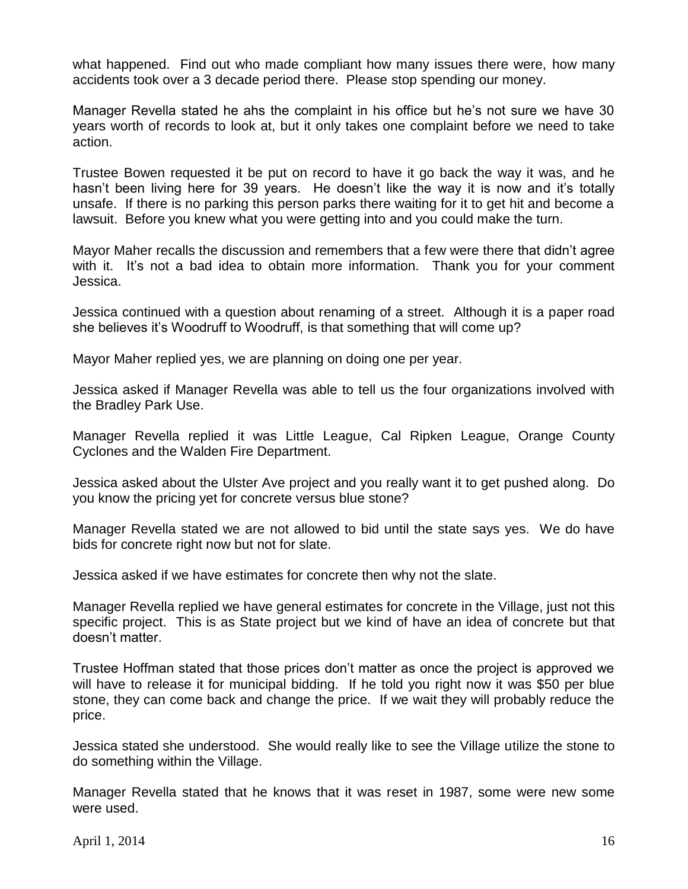what happened. Find out who made compliant how many issues there were, how many accidents took over a 3 decade period there. Please stop spending our money.

Manager Revella stated he ahs the complaint in his office but he's not sure we have 30 years worth of records to look at, but it only takes one complaint before we need to take action.

Trustee Bowen requested it be put on record to have it go back the way it was, and he hasn't been living here for 39 years. He doesn't like the way it is now and it's totally unsafe. If there is no parking this person parks there waiting for it to get hit and become a lawsuit. Before you knew what you were getting into and you could make the turn.

Mayor Maher recalls the discussion and remembers that a few were there that didn't agree with it. It's not a bad idea to obtain more information. Thank you for your comment Jessica.

Jessica continued with a question about renaming of a street. Although it is a paper road she believes it's Woodruff to Woodruff, is that something that will come up?

Mayor Maher replied yes, we are planning on doing one per year.

Jessica asked if Manager Revella was able to tell us the four organizations involved with the Bradley Park Use.

Manager Revella replied it was Little League, Cal Ripken League, Orange County Cyclones and the Walden Fire Department.

Jessica asked about the Ulster Ave project and you really want it to get pushed along. Do you know the pricing yet for concrete versus blue stone?

Manager Revella stated we are not allowed to bid until the state says yes. We do have bids for concrete right now but not for slate.

Jessica asked if we have estimates for concrete then why not the slate.

Manager Revella replied we have general estimates for concrete in the Village, just not this specific project. This is as State project but we kind of have an idea of concrete but that doesn't matter.

Trustee Hoffman stated that those prices don't matter as once the project is approved we will have to release it for municipal bidding. If he told you right now it was $50 per blue stone, they can come back and change the price. If we wait they will probably reduce the price.

Jessica stated she understood. She would really like to see the Village utilize the stone to do something within the Village.

Manager Revella stated that he knows that it was reset in 1987, some were new some were used.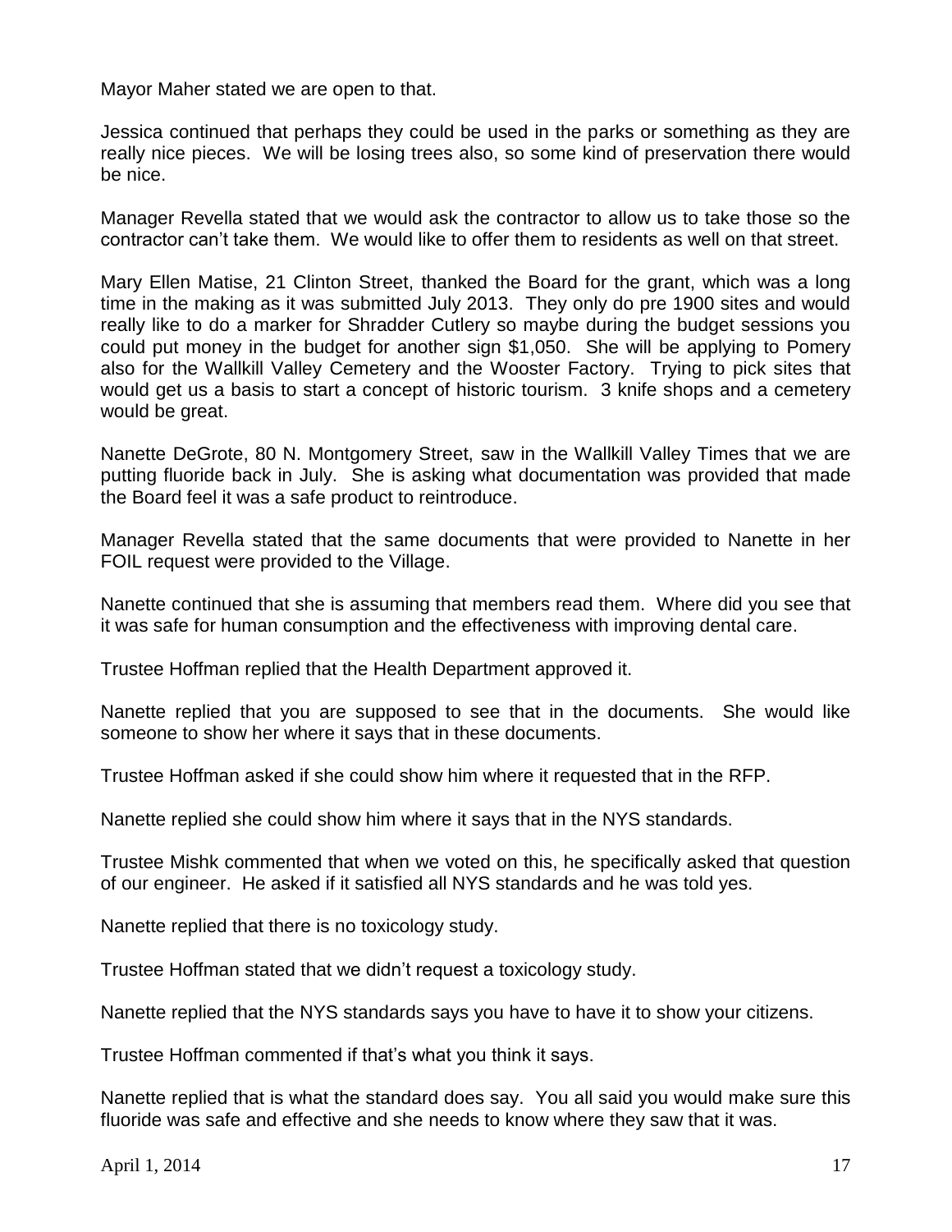Mayor Maher stated we are open to that.

Jessica continued that perhaps they could be used in the parks or something as they are really nice pieces. We will be losing trees also, so some kind of preservation there would be nice.

Manager Revella stated that we would ask the contractor to allow us to take those so the contractor can't take them. We would like to offer them to residents as well on that street.

Mary Ellen Matise, 21 Clinton Street, thanked the Board for the grant, which was a long time in the making as it was submitted July 2013. They only do pre 1900 sites and would really like to do a marker for Shradder Cutlery so maybe during the budget sessions you could put money in the budget for another sign $1,050. She will be applying to Pomery also for the Wallkill Valley Cemetery and the Wooster Factory. Trying to pick sites that would get us a basis to start a concept of historic tourism. 3 knife shops and a cemetery would be great.

Nanette DeGrote, 80 N. Montgomery Street, saw in the Wallkill Valley Times that we are putting fluoride back in July. She is asking what documentation was provided that made the Board feel it was a safe product to reintroduce.

Manager Revella stated that the same documents that were provided to Nanette in her FOIL request were provided to the Village.

Nanette continued that she is assuming that members read them. Where did you see that it was safe for human consumption and the effectiveness with improving dental care.

Trustee Hoffman replied that the Health Department approved it.

Nanette replied that you are supposed to see that in the documents. She would like someone to show her where it says that in these documents.

Trustee Hoffman asked if she could show him where it requested that in the RFP.

Nanette replied she could show him where it says that in the NYS standards.

Trustee Mishk commented that when we voted on this, he specifically asked that question of our engineer. He asked if it satisfied all NYS standards and he was told yes.

Nanette replied that there is no toxicology study.

Trustee Hoffman stated that we didn't request a toxicology study.

Nanette replied that the NYS standards says you have to have it to show your citizens.

Trustee Hoffman commented if that's what you think it says.

Nanette replied that is what the standard does say. You all said you would make sure this fluoride was safe and effective and she needs to know where they saw that it was.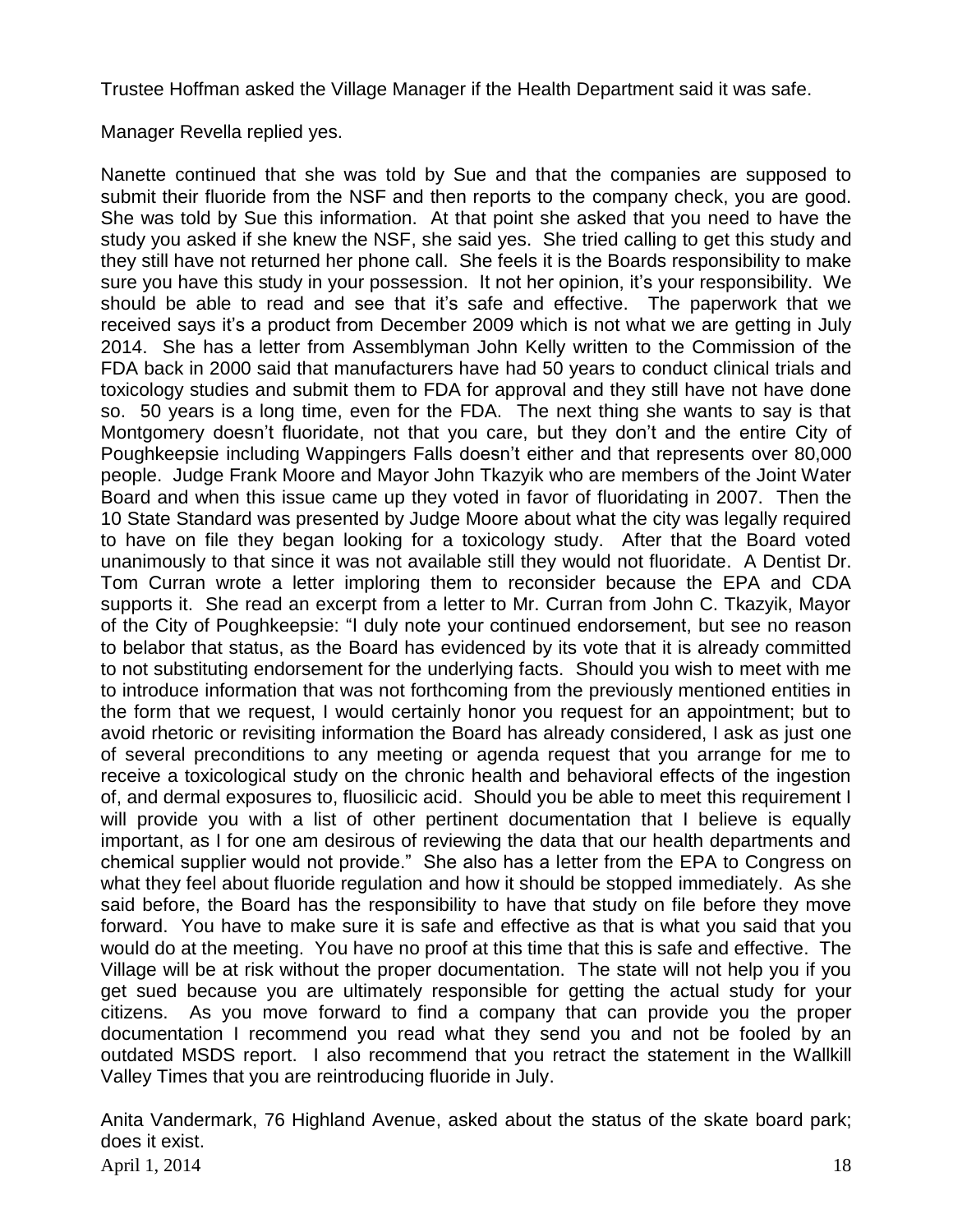Trustee Hoffman asked the Village Manager if the Health Department said it was safe.

Manager Revella replied yes.

Nanette continued that she was told by Sue and that the companies are supposed to submit their fluoride from the NSF and then reports to the company check, you are good. She was told by Sue this information. At that point she asked that you need to have the study you asked if she knew the NSF, she said yes. She tried calling to get this study and they still have not returned her phone call. She feels it is the Boards responsibility to make sure you have this study in your possession. It not her opinion, it's your responsibility. We should be able to read and see that it's safe and effective. The paperwork that we received says it's a product from December 2009 which is not what we are getting in July 2014. She has a letter from Assemblyman John Kelly written to the Commission of the FDA back in 2000 said that manufacturers have had 50 years to conduct clinical trials and toxicology studies and submit them to FDA for approval and they still have not have done so. 50 years is a long time, even for the FDA. The next thing she wants to say is that Montgomery doesn't fluoridate, not that you care, but they don't and the entire City of Poughkeepsie including Wappingers Falls doesn't either and that represents over 80,000 people. Judge Frank Moore and Mayor John Tkazyik who are members of the Joint Water Board and when this issue came up they voted in favor of fluoridating in 2007. Then the 10 State Standard was presented by Judge Moore about what the city was legally required to have on file they began looking for a toxicology study. After that the Board voted unanimously to that since it was not available still they would not fluoridate. A Dentist Dr. Tom Curran wrote a letter imploring them to reconsider because the EPA and CDA supports it. She read an excerpt from a letter to Mr. Curran from John C. Tkazyik, Mayor of the City of Poughkeepsie: "I duly note your continued endorsement, but see no reason to belabor that status, as the Board has evidenced by its vote that it is already committed to not substituting endorsement for the underlying facts. Should you wish to meet with me to introduce information that was not forthcoming from the previously mentioned entities in the form that we request, I would certainly honor you request for an appointment; but to avoid rhetoric or revisiting information the Board has already considered, I ask as just one of several preconditions to any meeting or agenda request that you arrange for me to receive a toxicological study on the chronic health and behavioral effects of the ingestion of, and dermal exposures to, fluosilicic acid. Should you be able to meet this requirement I will provide you with a list of other pertinent documentation that I believe is equally important, as I for one am desirous of reviewing the data that our health departments and chemical supplier would not provide." She also has a letter from the EPA to Congress on what they feel about fluoride regulation and how it should be stopped immediately. As she said before, the Board has the responsibility to have that study on file before they move forward. You have to make sure it is safe and effective as that is what you said that you would do at the meeting. You have no proof at this time that this is safe and effective. The Village will be at risk without the proper documentation. The state will not help you if you get sued because you are ultimately responsible for getting the actual study for your citizens. As you move forward to find a company that can provide you the proper documentation I recommend you read what they send you and not be fooled by an outdated MSDS report. I also recommend that you retract the statement in the Wallkill Valley Times that you are reintroducing fluoride in July.

Anita Vandermark, 76 Highland Avenue, asked about the status of the skate board park; does it exist.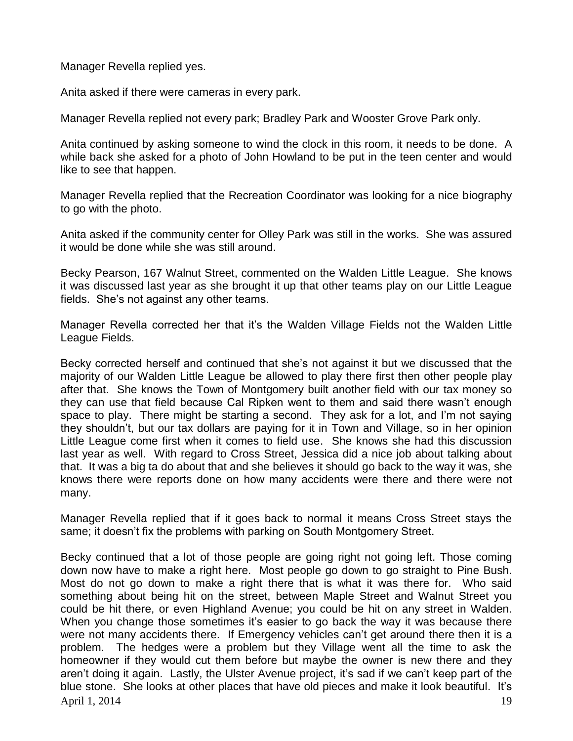Manager Revella replied yes.

Anita asked if there were cameras in every park.

Manager Revella replied not every park; Bradley Park and Wooster Grove Park only.

Anita continued by asking someone to wind the clock in this room, it needs to be done. A while back she asked for a photo of John Howland to be put in the teen center and would like to see that happen.

Manager Revella replied that the Recreation Coordinator was looking for a nice biography to go with the photo.

Anita asked if the community center for Olley Park was still in the works. She was assured it would be done while she was still around.

Becky Pearson, 167 Walnut Street, commented on the Walden Little League. She knows it was discussed last year as she brought it up that other teams play on our Little League fields. She's not against any other teams.

Manager Revella corrected her that it's the Walden Village Fields not the Walden Little League Fields.

Becky corrected herself and continued that she's not against it but we discussed that the majority of our Walden Little League be allowed to play there first then other people play after that. She knows the Town of Montgomery built another field with our tax money so they can use that field because Cal Ripken went to them and said there wasn't enough space to play. There might be starting a second. They ask for a lot, and I'm not saying they shouldn't, but our tax dollars are paying for it in Town and Village, so in her opinion Little League come first when it comes to field use. She knows she had this discussion last year as well. With regard to Cross Street, Jessica did a nice job about talking about that. It was a big ta do about that and she believes it should go back to the way it was, she knows there were reports done on how many accidents were there and there were not many.

Manager Revella replied that if it goes back to normal it means Cross Street stays the same; it doesn't fix the problems with parking on South Montgomery Street.

Becky continued that a lot of those people are going right not going left. Those coming down now have to make a right here. Most people go down to go straight to Pine Bush. Most do not go down to make a right there that is what it was there for. Who said something about being hit on the street, between Maple Street and Walnut Street you could be hit there, or even Highland Avenue; you could be hit on any street in Walden. When you change those sometimes it's easier to go back the way it was because there were not many accidents there. If Emergency vehicles can't get around there then it is a problem. The hedges were a problem but they Village went all the time to ask the homeowner if they would cut them before but maybe the owner is new there and they aren't doing it again. Lastly, the Ulster Avenue project, it's sad if we can't keep part of the blue stone. She looks at other places that have old pieces and make it look beautiful. It's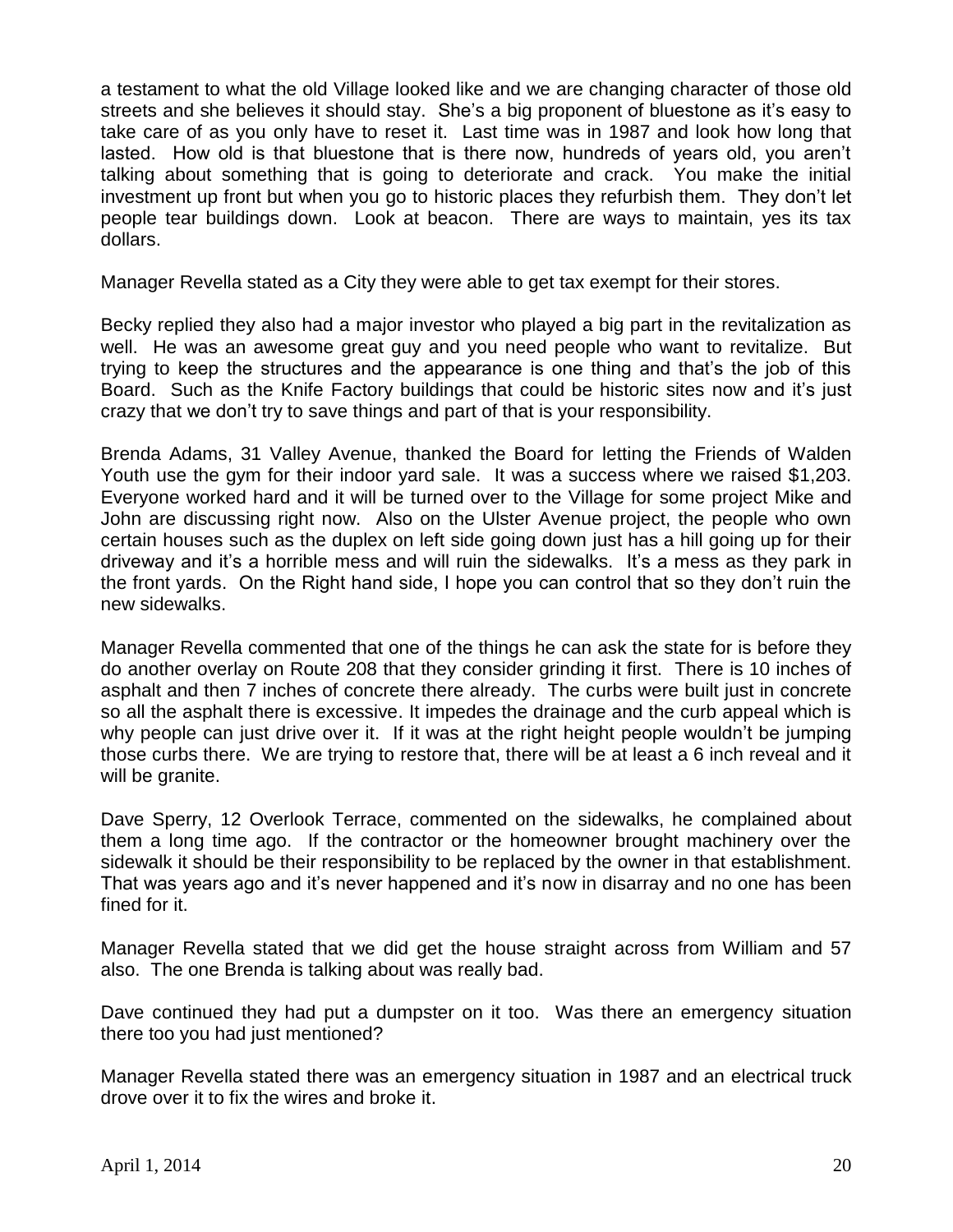a testament to what the old Village looked like and we are changing character of those old streets and she believes it should stay. She's a big proponent of bluestone as it's easy to take care of as you only have to reset it. Last time was in 1987 and look how long that lasted. How old is that bluestone that is there now, hundreds of years old, you aren't talking about something that is going to deteriorate and crack. You make the initial investment up front but when you go to historic places they refurbish them. They don't let people tear buildings down. Look at beacon. There are ways to maintain, yes its tax dollars.

Manager Revella stated as a City they were able to get tax exempt for their stores.

Becky replied they also had a major investor who played a big part in the revitalization as well. He was an awesome great guy and you need people who want to revitalize. But trying to keep the structures and the appearance is one thing and that's the job of this Board. Such as the Knife Factory buildings that could be historic sites now and it's just crazy that we don't try to save things and part of that is your responsibility.

Brenda Adams, 31 Valley Avenue, thanked the Board for letting the Friends of Walden Youth use the gym for their indoor yard sale. It was a success where we raised $1,203. Everyone worked hard and it will be turned over to the Village for some project Mike and John are discussing right now. Also on the Ulster Avenue project, the people who own certain houses such as the duplex on left side going down just has a hill going up for their driveway and it's a horrible mess and will ruin the sidewalks. It's a mess as they park in the front yards. On the Right hand side, I hope you can control that so they don't ruin the new sidewalks.

Manager Revella commented that one of the things he can ask the state for is before they do another overlay on Route 208 that they consider grinding it first. There is 10 inches of asphalt and then 7 inches of concrete there already. The curbs were built just in concrete so all the asphalt there is excessive. It impedes the drainage and the curb appeal which is why people can just drive over it. If it was at the right height people wouldn't be jumping those curbs there. We are trying to restore that, there will be at least a 6 inch reveal and it will be granite.

Dave Sperry, 12 Overlook Terrace, commented on the sidewalks, he complained about them a long time ago. If the contractor or the homeowner brought machinery over the sidewalk it should be their responsibility to be replaced by the owner in that establishment. That was years ago and it's never happened and it's now in disarray and no one has been fined for it.

Manager Revella stated that we did get the house straight across from William and 57 also. The one Brenda is talking about was really bad.

Dave continued they had put a dumpster on it too. Was there an emergency situation there too you had just mentioned?

Manager Revella stated there was an emergency situation in 1987 and an electrical truck drove over it to fix the wires and broke it.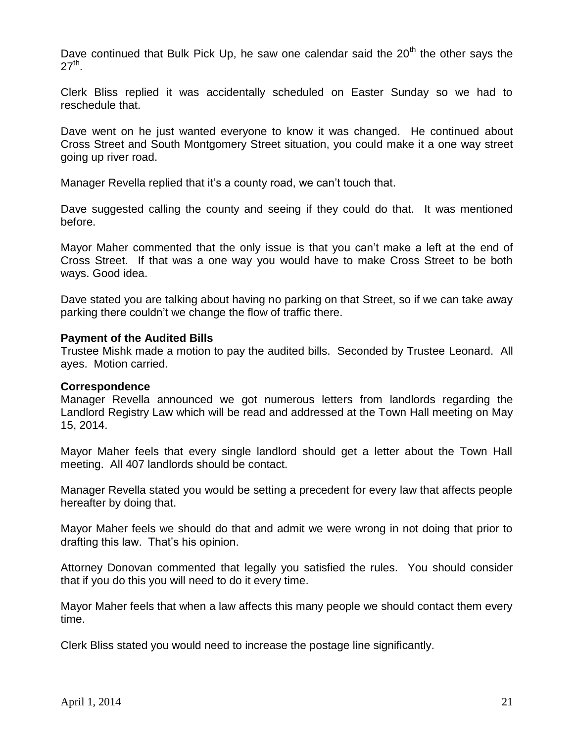Dave continued that Bulk Pick Up, he saw one calendar said the 20th the other says the 27th.

Clerk Bliss replied it was accidentally scheduled on Easter Sunday so we had to reschedule that.

Dave went on he just wanted everyone to know it was changed. He continued about Cross Street and South Montgomery Street situation, you could make it a one way street going up river road.

Manager Revella replied that it's a county road, we can't touch that.

Dave suggested calling the county and seeing if they could do that. It was mentioned before.

Mayor Maher commented that the only issue is that you can't make a left at the end of Cross Street. If that was a one way you would have to make Cross Street to be both ways. Good idea.

Dave stated you are talking about having no parking on that Street, so if we can take away parking there couldn't we change the flow of traffic there.

**Payment of the Audited Bills**
Trustee Mishk made a motion to pay the audited bills. Seconded by Trustee Leonard. All ayes. Motion carried.

**Correspondence**
Manager Revella announced we got numerous letters from landlords regarding the Landlord Registry Law which will be read and addressed at the Town Hall meeting on May 15, 2014.

Mayor Maher feels that every single landlord should get a letter about the Town Hall meeting. All 407 landlords should be contact.

Manager Revella stated you would be setting a precedent for every law that affects people hereafter by doing that.

Mayor Maher feels we should do that and admit we were wrong in not doing that prior to drafting this law. That's his opinion.

Attorney Donovan commented that legally you satisfied the rules. You should consider that if you do this you will need to do it every time.

Mayor Maher feels that when a law affects this many people we should contact them every time.

Clerk Bliss stated you would need to increase the postage line significantly.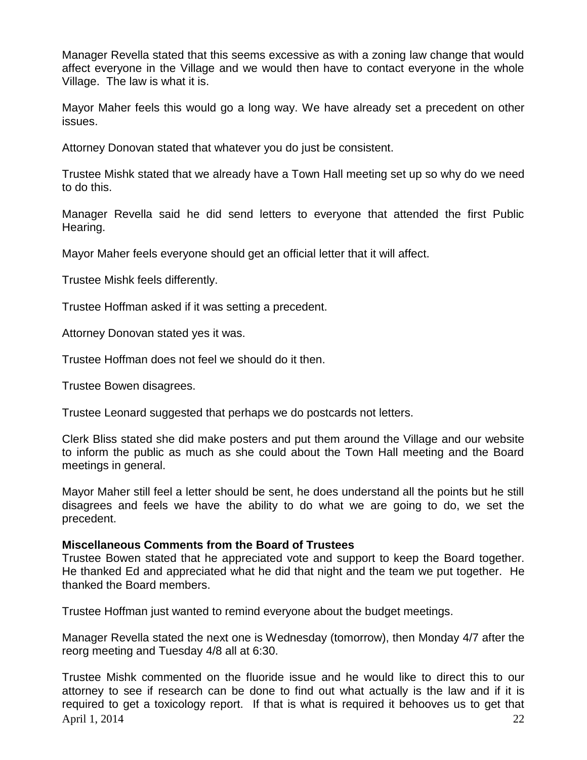Manager Revella stated that this seems excessive as with a zoning law change that would affect everyone in the Village and we would then have to contact everyone in the whole Village. The law is what it is.

Mayor Maher feels this would go a long way. We have already set a precedent on other issues.

Attorney Donovan stated that whatever you do just be consistent.

Trustee Mishk stated that we already have a Town Hall meeting set up so why do we need to do this.

Manager Revella said he did send letters to everyone that attended the first Public Hearing.

Mayor Maher feels everyone should get an official letter that it will affect.

Trustee Mishk feels differently.

Trustee Hoffman asked if it was setting a precedent.

Attorney Donovan stated yes it was.

Trustee Hoffman does not feel we should do it then.

Trustee Bowen disagrees.

Trustee Leonard suggested that perhaps we do postcards not letters.

Clerk Bliss stated she did make posters and put them around the Village and our website to inform the public as much as she could about the Town Hall meeting and the Board meetings in general.

Mayor Maher still feel a letter should be sent, he does understand all the points but he still disagrees and feels we have the ability to do what we are going to do, we set the precedent.

**Miscellaneous Comments from the Board of Trustees**

Trustee Bowen stated that he appreciated vote and support to keep the Board together. He thanked Ed and appreciated what he did that night and the team we put together. He thanked the Board members.

Trustee Hoffman just wanted to remind everyone about the budget meetings.

Manager Revella stated the next one is Wednesday (tomorrow), then Monday 4/7 after the reorg meeting and Tuesday 4/8 all at 6:30.

Trustee Mishk commented on the fluoride issue and he would like to direct this to our attorney to see if research can be done to find out what actually is the law and if it is required to get a toxicology report. If that is what is required it behooves us to get that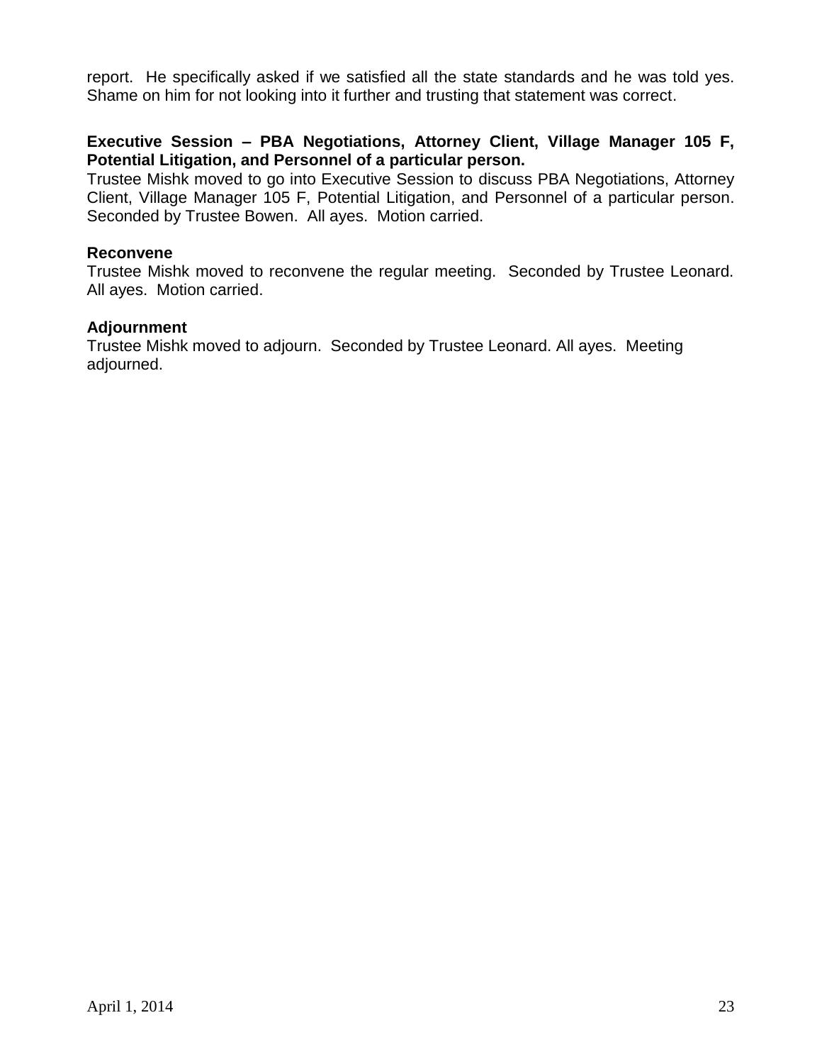report. He specifically asked if we satisfied all the state standards and he was told yes. Shame on him for not looking into it further and trusting that statement was correct.

**Executive Session – PBA Negotiations, Attorney Client, Village Manager 105 F, Potential Litigation, and Personnel of a particular person.**

Trustee Mishk moved to go into Executive Session to discuss PBA Negotiations, Attorney Client, Village Manager 105 F, Potential Litigation, and Personnel of a particular person. Seconded by Trustee Bowen. All ayes. Motion carried.

**Reconvene**

Trustee Mishk moved to reconvene the regular meeting. Seconded by Trustee Leonard. All ayes. Motion carried.

**Adjournment**

Trustee Mishk moved to adjourn. Seconded by Trustee Leonard. All ayes. Meeting adjourned.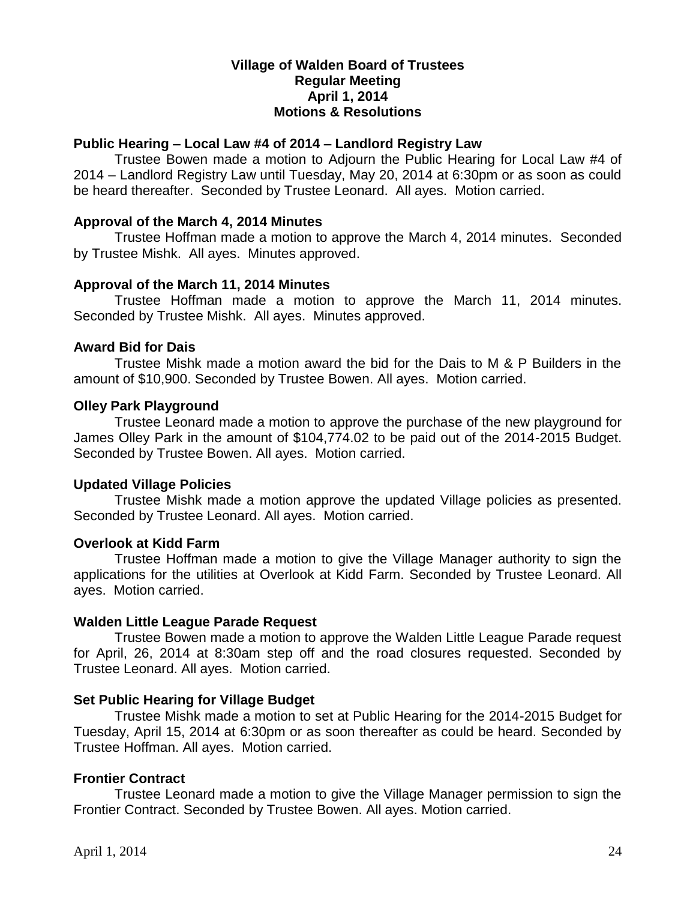**Village of Walden Board of Trustees**
**Regular Meeting**
**April 1, 2014**
**Motions & Resolutions**

**Public Hearing – Local Law #4 of 2014 – Landlord Registry Law**

Trustee Bowen made a motion to Adjourn the Public Hearing for Local Law #4 of 2014 – Landlord Registry Law until Tuesday, May 20, 2014 at 6:30pm or as soon as could be heard thereafter. Seconded by Trustee Leonard. All ayes. Motion carried.

**Approval of the March 4, 2014 Minutes**

Trustee Hoffman made a motion to approve the March 4, 2014 minutes. Seconded by Trustee Mishk. All ayes. Minutes approved.

**Approval of the March 11, 2014 Minutes**

Trustee Hoffman made a motion to approve the March 11, 2014 minutes. Seconded by Trustee Mishk. All ayes. Minutes approved.

**Award Bid for Dais**

Trustee Mishk made a motion award the bid for the Dais to M & P Builders in the amount of $10,900. Seconded by Trustee Bowen. All ayes. Motion carried.

**Olley Park Playground**

Trustee Leonard made a motion to approve the purchase of the new playground for James Olley Park in the amount of $104,774.02 to be paid out of the 2014-2015 Budget. Seconded by Trustee Bowen. All ayes. Motion carried.

**Updated Village Policies**

Trustee Mishk made a motion approve the updated Village policies as presented. Seconded by Trustee Leonard. All ayes. Motion carried.

**Overlook at Kidd Farm**

Trustee Hoffman made a motion to give the Village Manager authority to sign the applications for the utilities at Overlook at Kidd Farm. Seconded by Trustee Leonard. All ayes. Motion carried.

**Walden Little League Parade Request**

Trustee Bowen made a motion to approve the Walden Little League Parade request for April, 26, 2014 at 8:30am step off and the road closures requested. Seconded by Trustee Leonard. All ayes. Motion carried.

**Set Public Hearing for Village Budget**

Trustee Mishk made a motion to set at Public Hearing for the 2014-2015 Budget for Tuesday, April 15, 2014 at 6:30pm or as soon thereafter as could be heard. Seconded by Trustee Hoffman. All ayes. Motion carried.

**Frontier Contract**

Trustee Leonard made a motion to give the Village Manager permission to sign the Frontier Contract. Seconded by Trustee Bowen. All ayes. Motion carried.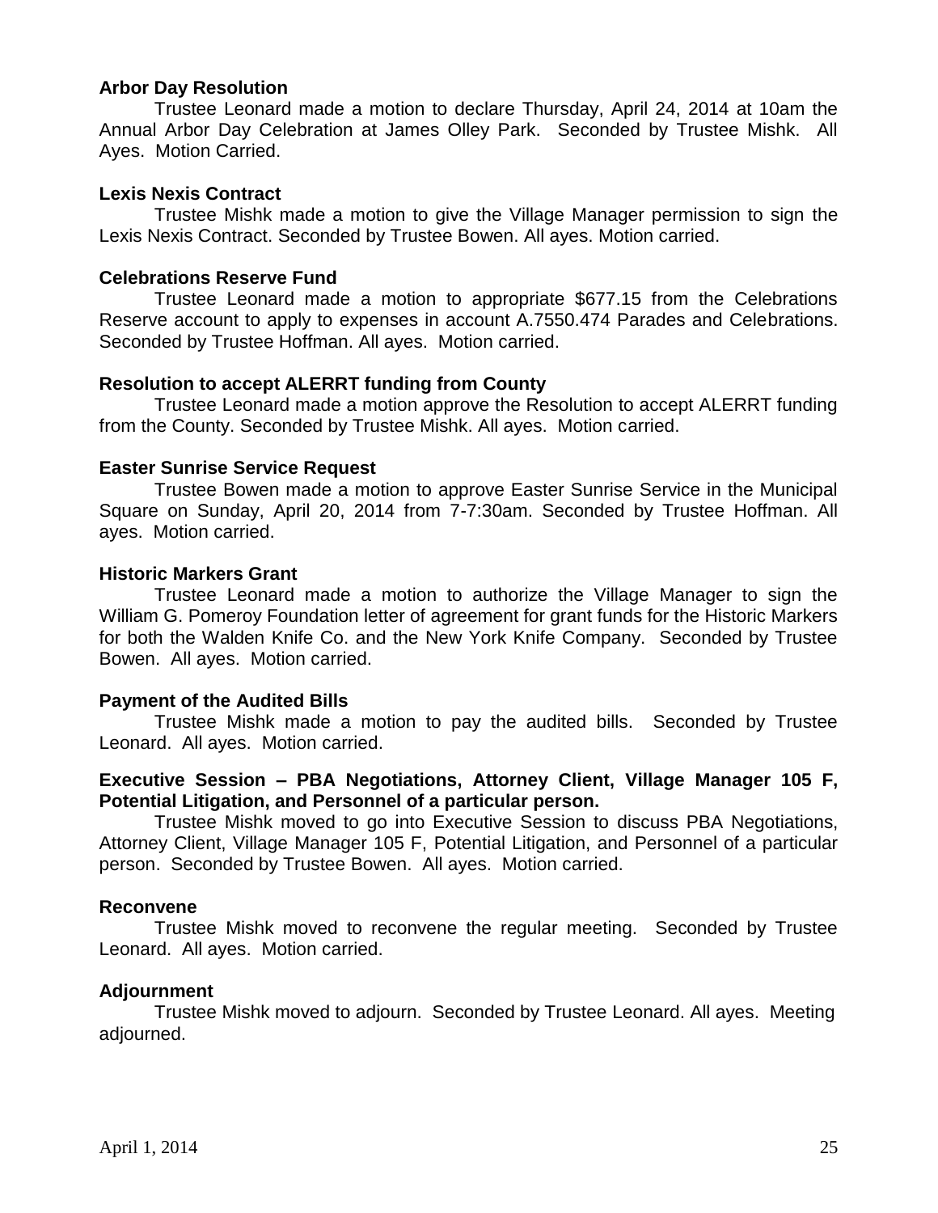**Arbor Day Resolution**

Trustee Leonard made a motion to declare Thursday, April 24, 2014 at 10am the Annual Arbor Day Celebration at James Olley Park. Seconded by Trustee Mishk. All Ayes. Motion Carried.

**Lexis Nexis Contract**

Trustee Mishk made a motion to give the Village Manager permission to sign the Lexis Nexis Contract. Seconded by Trustee Bowen. All ayes. Motion carried.

**Celebrations Reserve Fund**

Trustee Leonard made a motion to appropriate $677.15 from the Celebrations Reserve account to apply to expenses in account A.7550.474 Parades and Celebrations. Seconded by Trustee Hoffman. All ayes. Motion carried.

**Resolution to accept ALERRT funding from County**

Trustee Leonard made a motion approve the Resolution to accept ALERRT funding from the County. Seconded by Trustee Mishk. All ayes. Motion carried.

**Easter Sunrise Service Request**

Trustee Bowen made a motion to approve Easter Sunrise Service in the Municipal Square on Sunday, April 20, 2014 from 7-7:30am. Seconded by Trustee Hoffman. All ayes. Motion carried.

**Historic Markers Grant**

Trustee Leonard made a motion to authorize the Village Manager to sign the William G. Pomeroy Foundation letter of agreement for grant funds for the Historic Markers for both the Walden Knife Co. and the New York Knife Company. Seconded by Trustee Bowen. All ayes. Motion carried.

**Payment of the Audited Bills**

Trustee Mishk made a motion to pay the audited bills. Seconded by Trustee Leonard. All ayes. Motion carried.

**Executive Session – PBA Negotiations, Attorney Client, Village Manager 105 F, Potential Litigation, and Personnel of a particular person.**

Trustee Mishk moved to go into Executive Session to discuss PBA Negotiations, Attorney Client, Village Manager 105 F, Potential Litigation, and Personnel of a particular person. Seconded by Trustee Bowen. All ayes. Motion carried.

**Reconvene**

Trustee Mishk moved to reconvene the regular meeting. Seconded by Trustee Leonard. All ayes. Motion carried.

**Adjournment**

Trustee Mishk moved to adjourn. Seconded by Trustee Leonard. All ayes. Meeting adjourned.